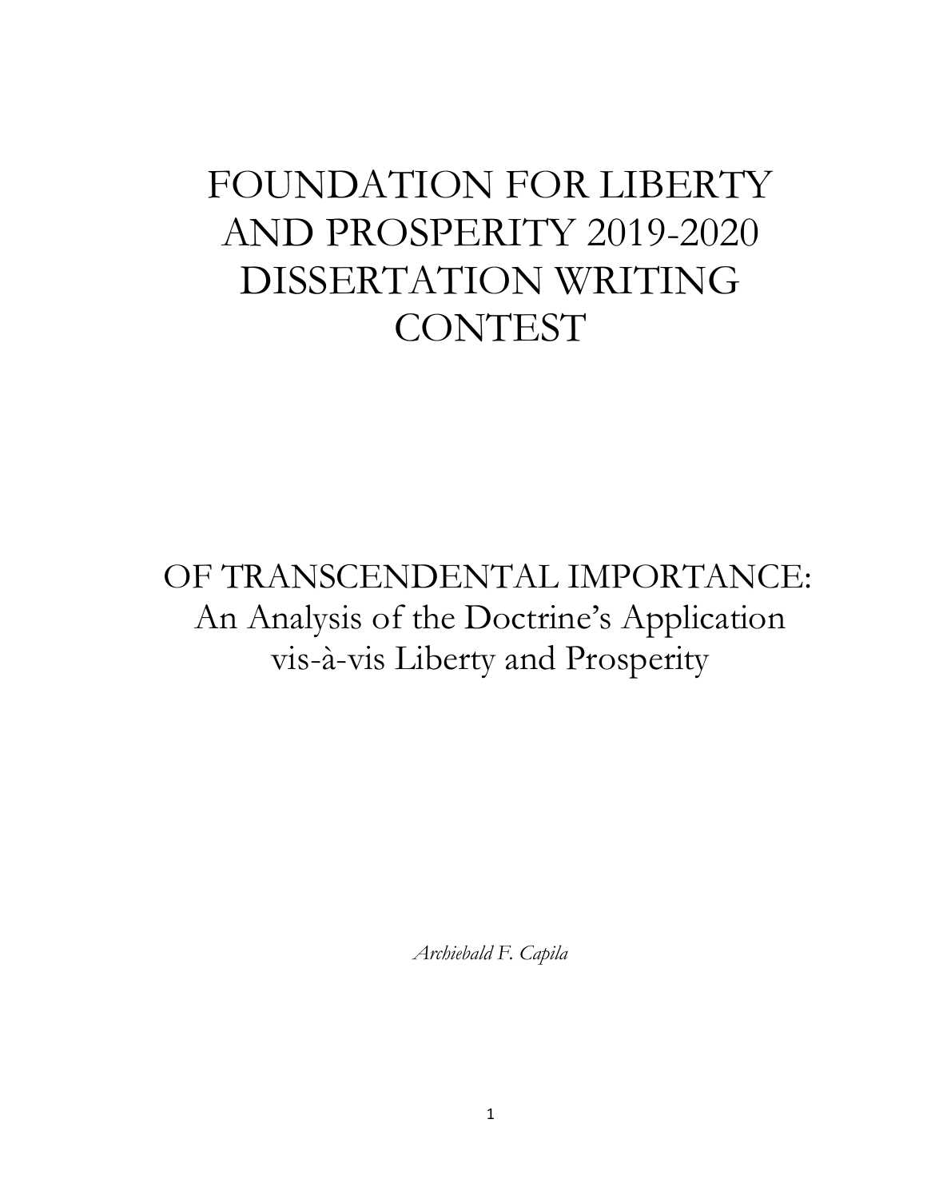# FOUNDATION FOR LIBERTY AND PROSPERITY 2019-2020 DISSERTATION WRITING CONTEST

## OF TRANSCENDENTAL IMPORTANCE: An Analysis of the Doctrine's Application vis-à-vis Liberty and Prosperity

*Archiebald F. Capila*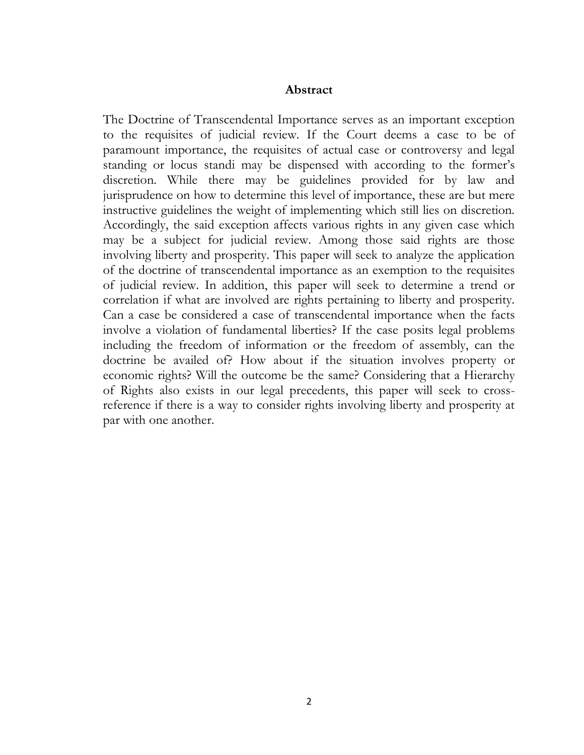## Abstract

The Doctrine of Transcendental Importance serves as an important exception to the requisites of judicial review. If the Court deems a case to be of paramount importance, the requisites of actual case or controversy and legal standing or locus standi may be dispensed with according to the former's discretion. While there may be guidelines provided for by law and jurisprudence on how to determine this level of importance, these are but mere instructive guidelines the weight of implementing which still lies on discretion. Accordingly, the said exception affects various rights in any given case which may be a subject for judicial review. Among those said rights are those involving liberty and prosperity. This paper will seek to analyze the application of the doctrine of transcendental importance as an exemption to the requisites of judicial review. In addition, this paper will seek to determine a trend or correlation if what are involved are rights pertaining to liberty and prosperity. Can a case be considered a case of transcendental importance when the facts involve a violation of fundamental liberties? If the case posits legal problems including the freedom of information or the freedom of assembly, can the doctrine be availed of? How about if the situation involves property or economic rights? Will the outcome be the same? Considering that a Hierarchy of Rights also exists in our legal precedents, this paper will seek to cross-reference if there is a way to consider rights involving liberty and prosperity at par with one another.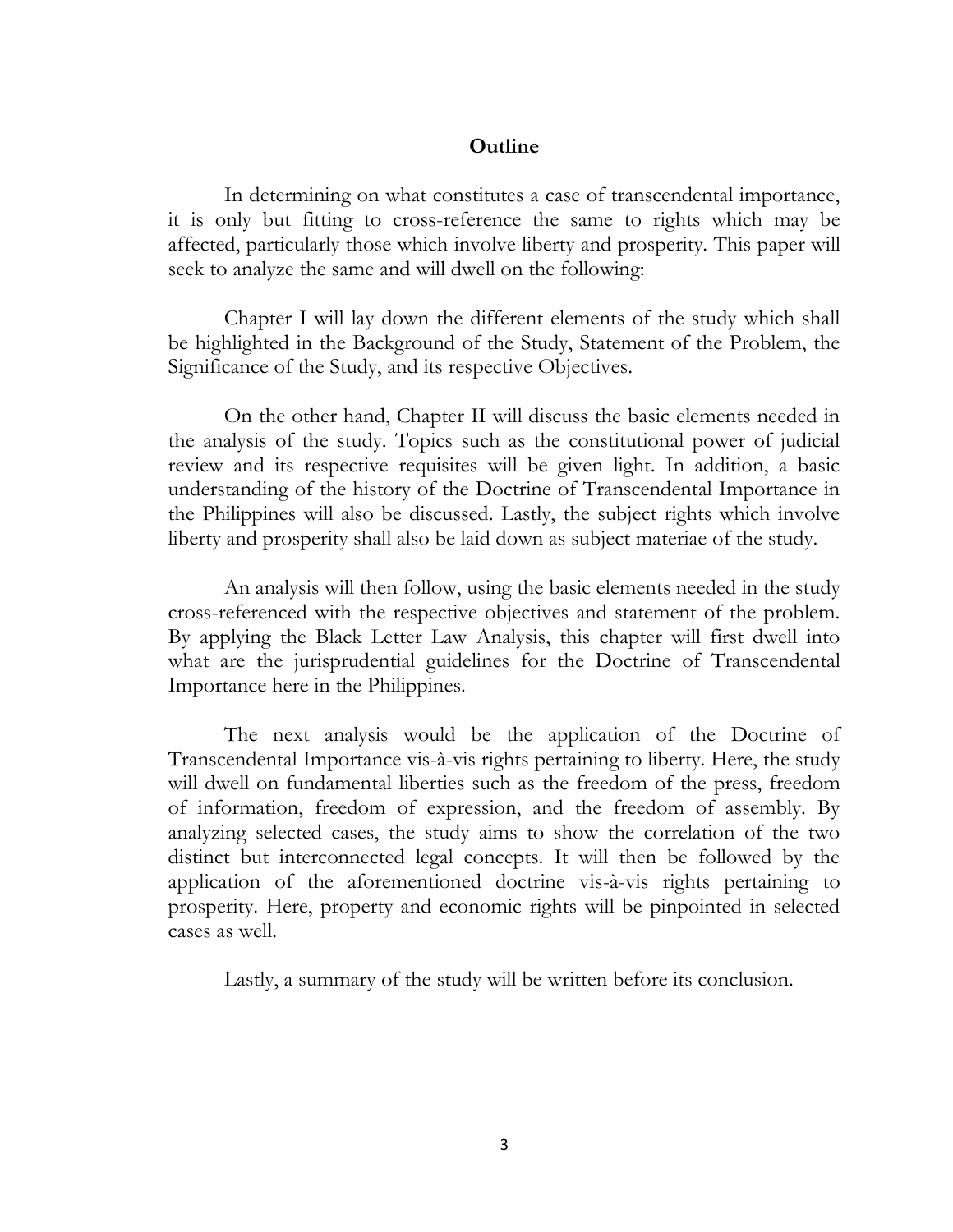## Outline

In determining on what constitutes a case of transcendental importance, it is only but fitting to cross-reference the same to rights which may be affected, particularly those which involve liberty and prosperity. This paper will seek to analyze the same and will dwell on the following:

Chapter I will lay down the different elements of the study which shall be highlighted in the Background of the Study, Statement of the Problem, the Significance of the Study, and its respective Objectives.

On the other hand, Chapter II will discuss the basic elements needed in the analysis of the study. Topics such as the constitutional power of judicial review and its respective requisites will be given light. In addition, a basic understanding of the history of the Doctrine of Transcendental Importance in the Philippines will also be discussed. Lastly, the subject rights which involve liberty and prosperity shall also be laid down as subject materiae of the study.

An analysis will then follow, using the basic elements needed in the study cross-referenced with the respective objectives and statement of the problem. By applying the Black Letter Law Analysis, this chapter will first dwell into what are the jurisprudential guidelines for the Doctrine of Transcendental Importance here in the Philippines.

The next analysis would be the application of the Doctrine of Transcendental Importance vis-à-vis rights pertaining to liberty. Here, the study will dwell on fundamental liberties such as the freedom of the press, freedom of information, freedom of expression, and the freedom of assembly. By analyzing selected cases, the study aims to show the correlation of the two distinct but interconnected legal concepts. It will then be followed by the application of the aforementioned doctrine vis-à-vis rights pertaining to prosperity. Here, property and economic rights will be pinpointed in selected cases as well.

Lastly, a summary of the study will be written before its conclusion.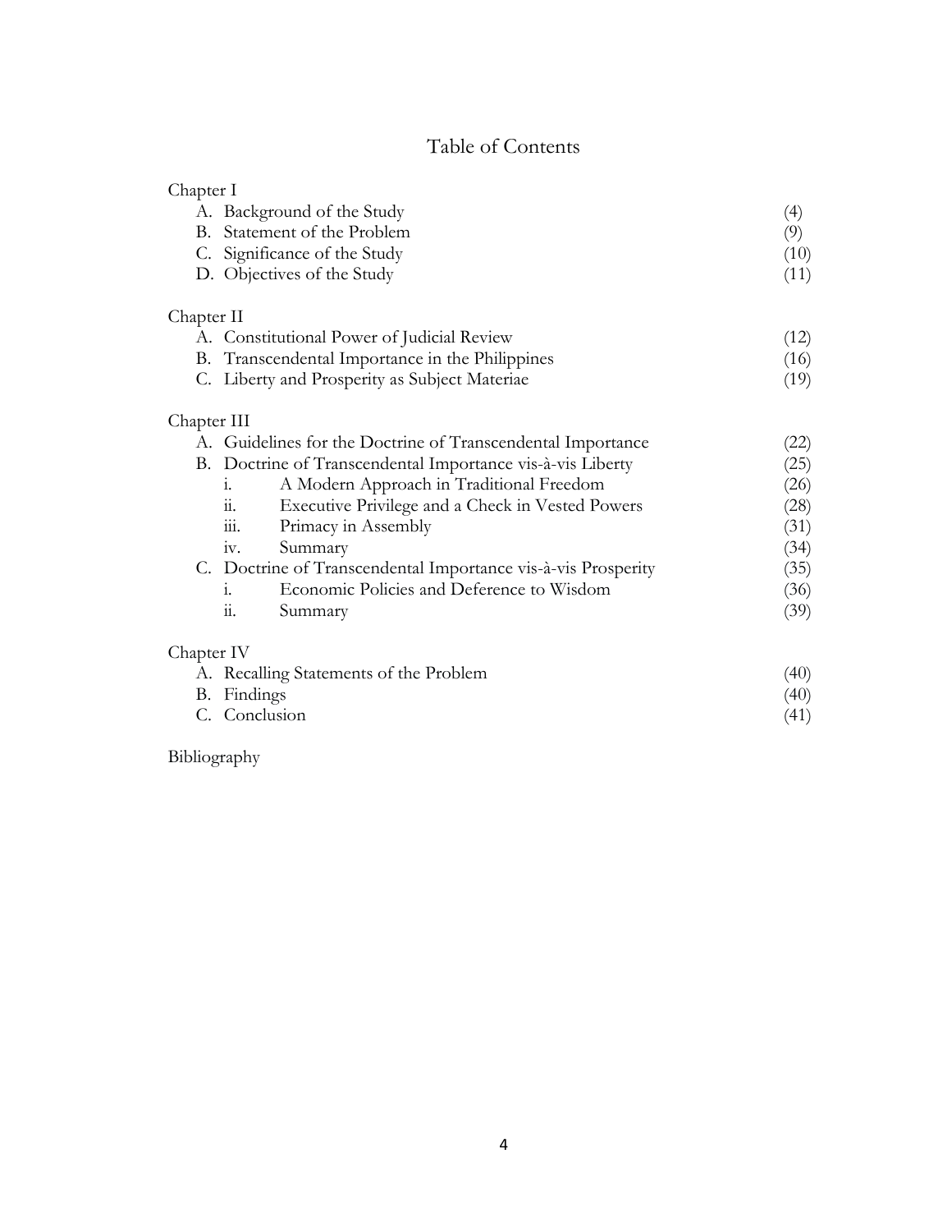# Table of Contents

Chapter I

- A. Background of the Study (4)
- B. Statement of the Problem (9)
- C. Significance of the Study (10)
- D. Objectives of the Study (11)

Chapter II

- A. Constitutional Power of Judicial Review (12)
- B. Transcendental Importance in the Philippines (16)
- C. Liberty and Prosperity as Subject Materiae (19)

Chapter III

- A. Guidelines for the Doctrine of Transcendental Importance (22)
- B. Doctrine of Transcendental Importance vis-à-vis Liberty (25)
    - i. A Modern Approach in Traditional Freedom (26)
    - ii. Executive Privilege and a Check in Vested Powers (28)
    - iii. Primacy in Assembly (31)
    - iv. Summary (34)
- C. Doctrine of Transcendental Importance vis-à-vis Prosperity (35)
    - i. Economic Policies and Deference to Wisdom (36)
    - ii. Summary (39)

Chapter IV

- A. Recalling Statements of the Problem (40)
- B. Findings (40)
- C. Conclusion (41)

Bibliography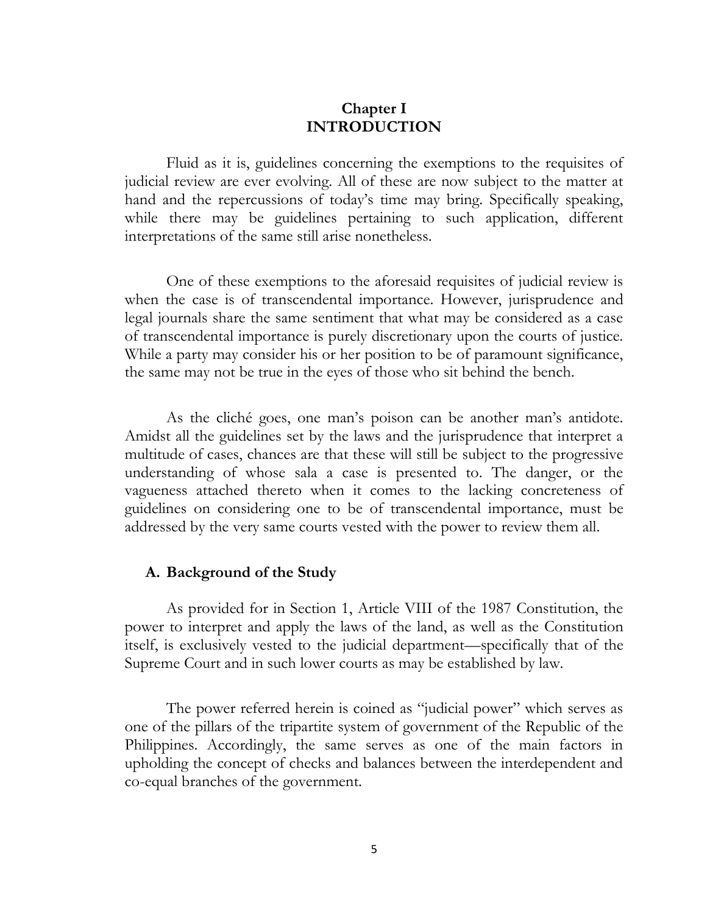# Chapter I
# INTRODUCTION

Fluid as it is, guidelines concerning the exemptions to the requisites of judicial review are ever evolving. All of these are now subject to the matter at hand and the repercussions of today's time may bring. Specifically speaking, while there may be guidelines pertaining to such application, different interpretations of the same still arise nonetheless.

One of these exemptions to the aforesaid requisites of judicial review is when the case is of transcendental importance. However, jurisprudence and legal journals share the same sentiment that what may be considered as a case of transcendental importance is purely discretionary upon the courts of justice. While a party may consider his or her position to be of paramount significance, the same may not be true in the eyes of those who sit behind the bench.

As the cliché goes, one man's poison can be another man's antidote. Amidst all the guidelines set by the laws and the jurisprudence that interpret a multitude of cases, chances are that these will still be subject to the progressive understanding of whose sala a case is presented to. The danger, or the vagueness attached thereto when it comes to the lacking concreteness of guidelines on considering one to be of transcendental importance, must be addressed by the very same courts vested with the power to review them all.

## A. Background of the Study

As provided for in Section 1, Article VIII of the 1987 Constitution, the power to interpret and apply the laws of the land, as well as the Constitution itself, is exclusively vested to the judicial department—specifically that of the Supreme Court and in such lower courts as may be established by law.

The power referred herein is coined as "judicial power" which serves as one of the pillars of the tripartite system of government of the Republic of the Philippines. Accordingly, the same serves as one of the main factors in upholding the concept of checks and balances between the interdependent and co-equal branches of the government.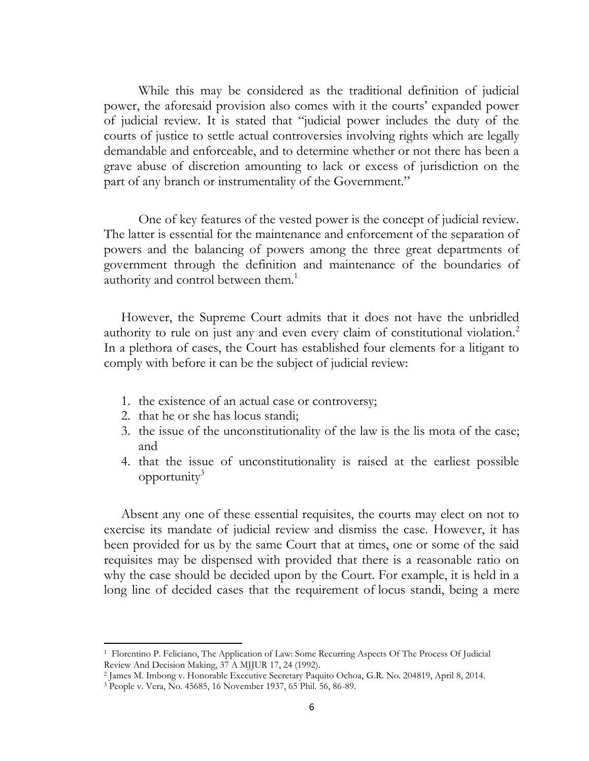While this may be considered as the traditional definition of judicial power, the aforesaid provision also comes with it the courts' expanded power of judicial review. It is stated that "judicial power includes the duty of the courts of justice to settle actual controversies involving rights which are legally demandable and enforceable, and to determine whether or not there has been a grave abuse of discretion amounting to lack or excess of jurisdiction on the part of any branch or instrumentality of the Government."

One of key features of the vested power is the concept of judicial review. The latter is essential for the maintenance and enforcement of the separation of powers and the balancing of powers among the three great departments of government through the definition and maintenance of the boundaries of authority and control between them.[1]

However, the Supreme Court admits that it does not have the unbridled authority to rule on just any and even every claim of constitutional violation.[2] In a plethora of cases, the Court has established four elements for a litigant to comply with before it can be the subject of judicial review:

1. the existence of an actual case or controversy;
2. that he or she has locus standi;
3. the issue of the unconstitutionality of the law is the lis mota of the case; and
4. that the issue of unconstitutionality is raised at the earliest possible opportunity[3]

Absent any one of these essential requisites, the courts may elect on not to exercise its mandate of judicial review and dismiss the case. However, it has been provided for us by the same Court that at times, one or some of the said requisites may be dispensed with provided that there is a reasonable ratio on why the case should be decided upon by the Court. For example, it is held in a long line of decided cases that the requirement of locus standi, being a mere

---

[1] Florentino P. Feliciano, The Application of Law: Some Recurring Aspects Of The Process Of Judicial Review And Decision Making, 37 A MJJUR 17, 24 (1992).

[2] James M. Imbong v. Honorable Executive Secretary Paquito Ochoa, G.R. No. 204819, April 8, 2014.

[3] People v. Vera, No. 45685, 16 November 1937, 65 Phil. 56, 86-89.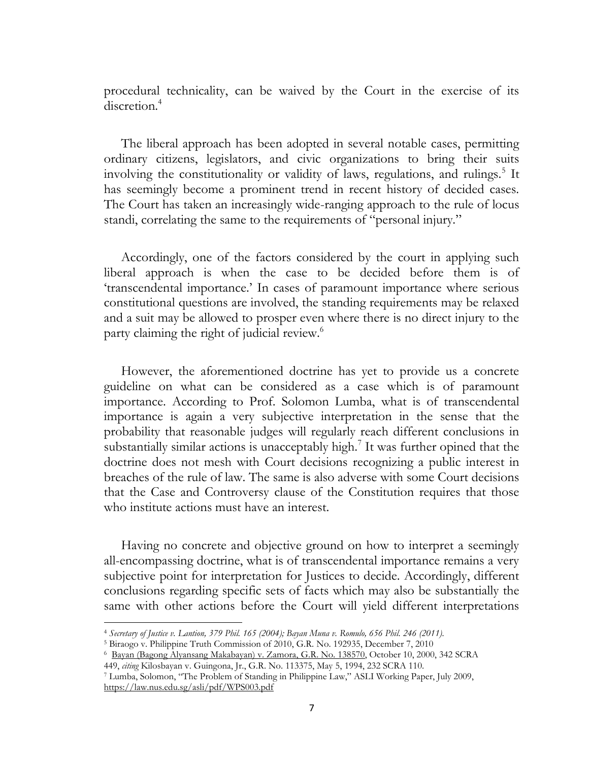procedural technicality, can be waived by the Court in the exercise of its discretion.[4]

The liberal approach has been adopted in several notable cases, permitting ordinary citizens, legislators, and civic organizations to bring their suits involving the constitutionality or validity of laws, regulations, and rulings.[5] It has seemingly become a prominent trend in recent history of decided cases. The Court has taken an increasingly wide-ranging approach to the rule of locus standi, correlating the same to the requirements of "personal injury."

Accordingly, one of the factors considered by the court in applying such liberal approach is when the case to be decided before them is of 'transcendental importance.' In cases of paramount importance where serious constitutional questions are involved, the standing requirements may be relaxed and a suit may be allowed to prosper even where there is no direct injury to the party claiming the right of judicial review.[6]

However, the aforementioned doctrine has yet to provide us a concrete guideline on what can be considered as a case which is of paramount importance. According to Prof. Solomon Lumba, what is of transcendental importance is again a very subjective interpretation in the sense that the probability that reasonable judges will regularly reach different conclusions in substantially similar actions is unacceptably high.[7] It was further opined that the doctrine does not mesh with Court decisions recognizing a public interest in breaches of the rule of law. The same is also adverse with some Court decisions that the Case and Controversy clause of the Constitution requires that those who institute actions must have an interest.

Having no concrete and objective ground on how to interpret a seemingly all-encompassing doctrine, what is of transcendental importance remains a very subjective point for interpretation for Justices to decide. Accordingly, different conclusions regarding specific sets of facts which may also be substantially the same with other actions before the Court will yield different interpretations

---

[4] *Secretary of Justice v. Lantion, 379 Phil. 165 (2004); Bayan Muna v. Romulo, 656 Phil. 246 (2011).*

[5] Biraogo v. Philippine Truth Commission of 2010, G.R. No. 192935, December 7, 2010

[6] Bayan (Bagong Alyansang Makabayan) v. Zamora, G.R. No. 138570, October 10, 2000, 342 SCRA 449, *citing* Kilosbayan v. Guingona, Jr., G.R. No. 113375, May 5, 1994, 232 SCRA 110.

[7] Lumba, Solomon, "The Problem of Standing in Philippine Law," ASLI Working Paper, July 2009, https://law.nus.edu.sg/asli/pdf/WPS003.pdf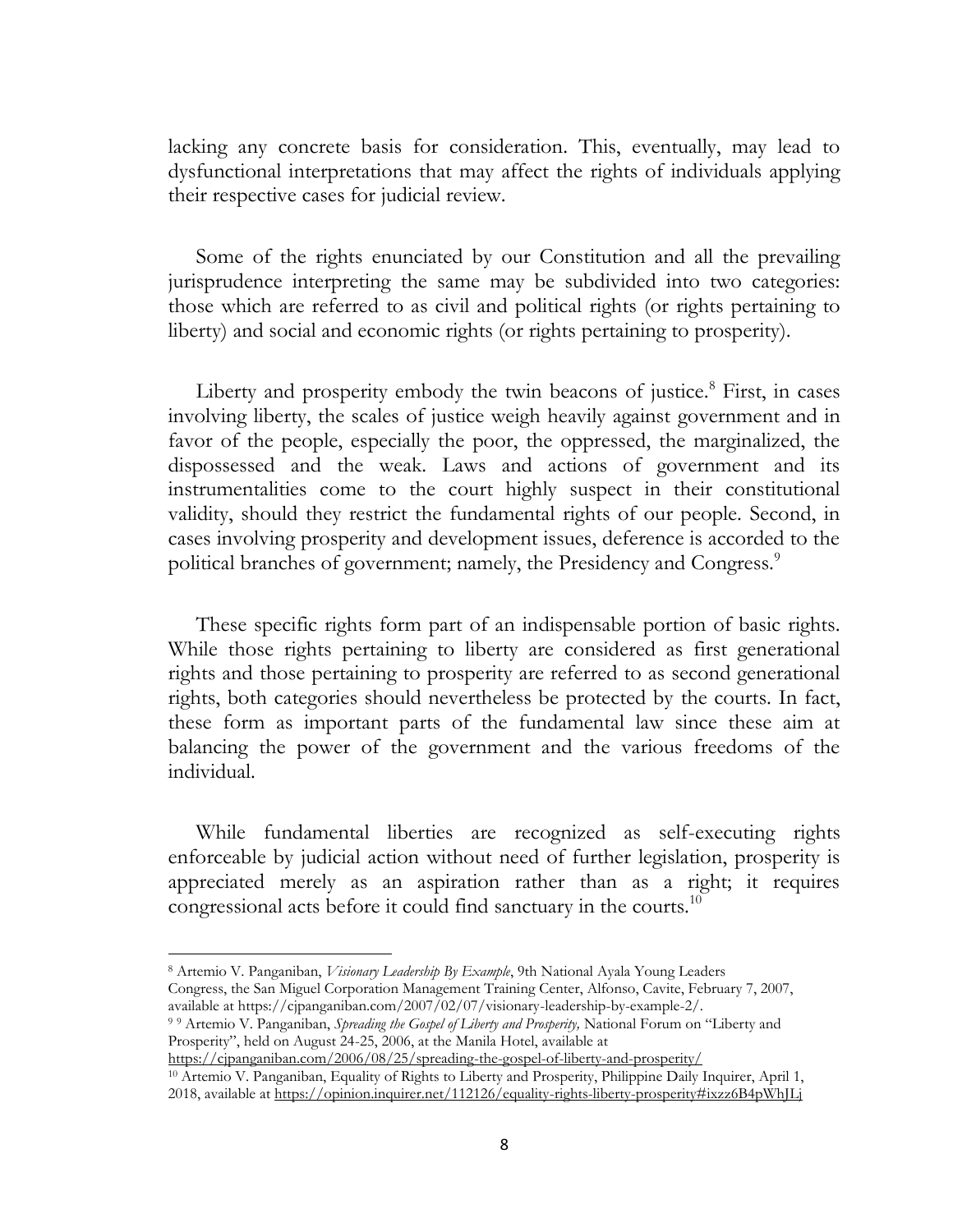lacking any concrete basis for consideration. This, eventually, may lead to dysfunctional interpretations that may affect the rights of individuals applying their respective cases for judicial review.

Some of the rights enunciated by our Constitution and all the prevailing jurisprudence interpreting the same may be subdivided into two categories: those which are referred to as civil and political rights (or rights pertaining to liberty) and social and economic rights (or rights pertaining to prosperity).

Liberty and prosperity embody the twin beacons of justice.[8] First, in cases involving liberty, the scales of justice weigh heavily against government and in favor of the people, especially the poor, the oppressed, the marginalized, the dispossessed and the weak. Laws and actions of government and its instrumentalities come to the court highly suspect in their constitutional validity, should they restrict the fundamental rights of our people. Second, in cases involving prosperity and development issues, deference is accorded to the political branches of government; namely, the Presidency and Congress.[9]

These specific rights form part of an indispensable portion of basic rights. While those rights pertaining to liberty are considered as first generational rights and those pertaining to prosperity are referred to as second generational rights, both categories should nevertheless be protected by the courts. In fact, these form as important parts of the fundamental law since these aim at balancing the power of the government and the various freedoms of the individual.

While fundamental liberties are recognized as self-executing rights enforceable by judicial action without need of further legislation, prosperity is appreciated merely as an aspiration rather than as a right; it requires congressional acts before it could find sanctuary in the courts.[10]

---

[8] Artemio V. Panganiban, *Visionary Leadership By Example*, 9th National Ayala Young Leaders Congress, the San Miguel Corporation Management Training Center, Alfonso, Cavite, February 7, 2007, available at https://cjpanganiban.com/2007/02/07/visionary-leadership-by-example-2/.

[9] 9 Artemio V. Panganiban, *Spreading the Gospel of Liberty and Prosperity,* National Forum on "Liberty and Prosperity", held on August 24-25, 2006, at the Manila Hotel, available at https://cjpanganiban.com/2006/08/25/spreading-the-gospel-of-liberty-and-prosperity/

[10] Artemio V. Panganiban, Equality of Rights to Liberty and Prosperity, Philippine Daily Inquirer, April 1, 2018, available at https://opinion.inquirer.net/112126/equality-rights-liberty-prosperity#ixzz6B4pWhJLj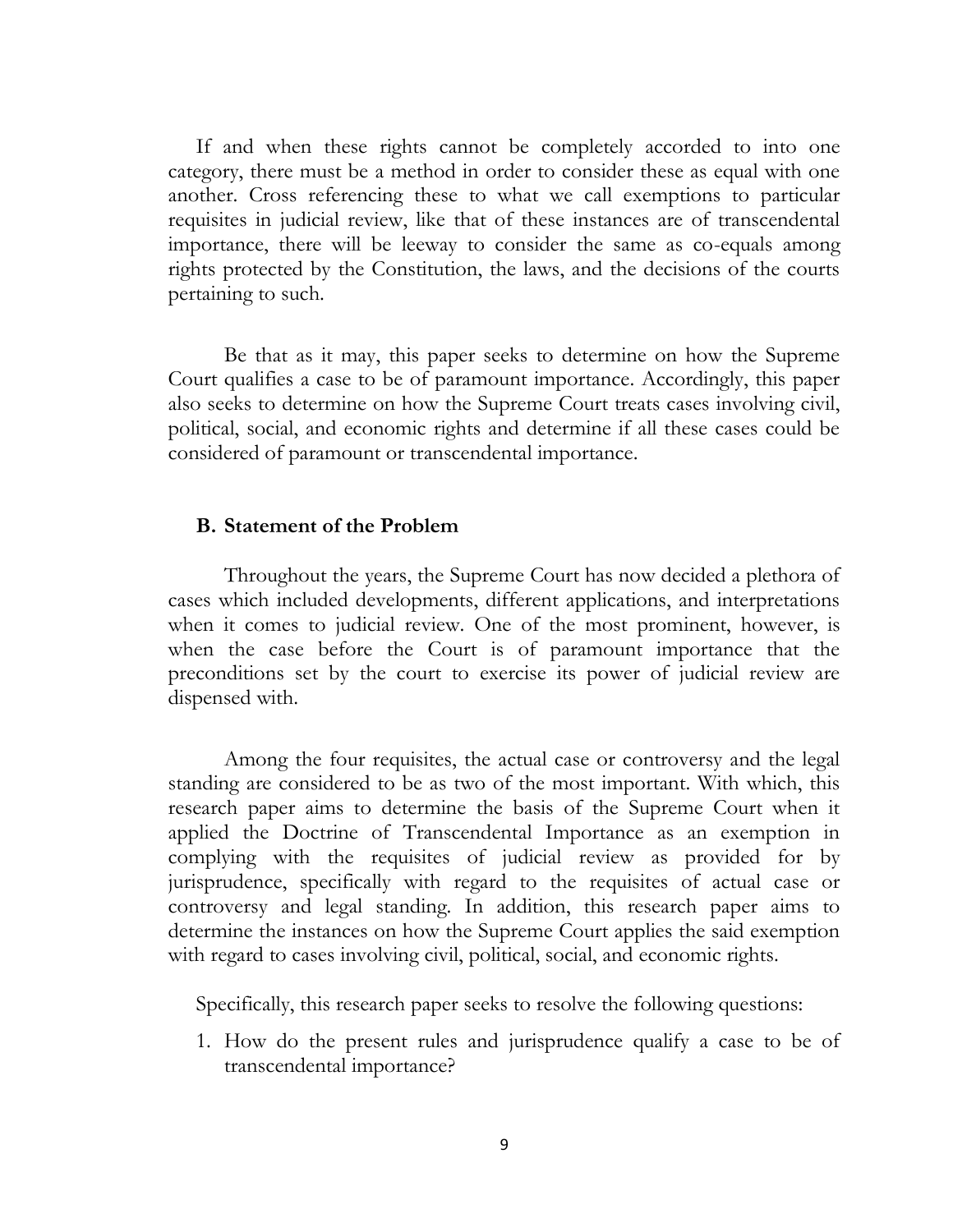If and when these rights cannot be completely accorded to into one category, there must be a method in order to consider these as equal with one another. Cross referencing these to what we call exemptions to particular requisites in judicial review, like that of these instances are of transcendental importance, there will be leeway to consider the same as co-equals among rights protected by the Constitution, the laws, and the decisions of the courts pertaining to such.

Be that as it may, this paper seeks to determine on how the Supreme Court qualifies a case to be of paramount importance. Accordingly, this paper also seeks to determine on how the Supreme Court treats cases involving civil, political, social, and economic rights and determine if all these cases could be considered of paramount or transcendental importance.

### B. Statement of the Problem

Throughout the years, the Supreme Court has now decided a plethora of cases which included developments, different applications, and interpretations when it comes to judicial review. One of the most prominent, however, is when the case before the Court is of paramount importance that the preconditions set by the court to exercise its power of judicial review are dispensed with.

Among the four requisites, the actual case or controversy and the legal standing are considered to be as two of the most important. With which, this research paper aims to determine the basis of the Supreme Court when it applied the Doctrine of Transcendental Importance as an exemption in complying with the requisites of judicial review as provided for by jurisprudence, specifically with regard to the requisites of actual case or controversy and legal standing. In addition, this research paper aims to determine the instances on how the Supreme Court applies the said exemption with regard to cases involving civil, political, social, and economic rights.

Specifically, this research paper seeks to resolve the following questions:

1. How do the present rules and jurisprudence qualify a case to be of transcendental importance?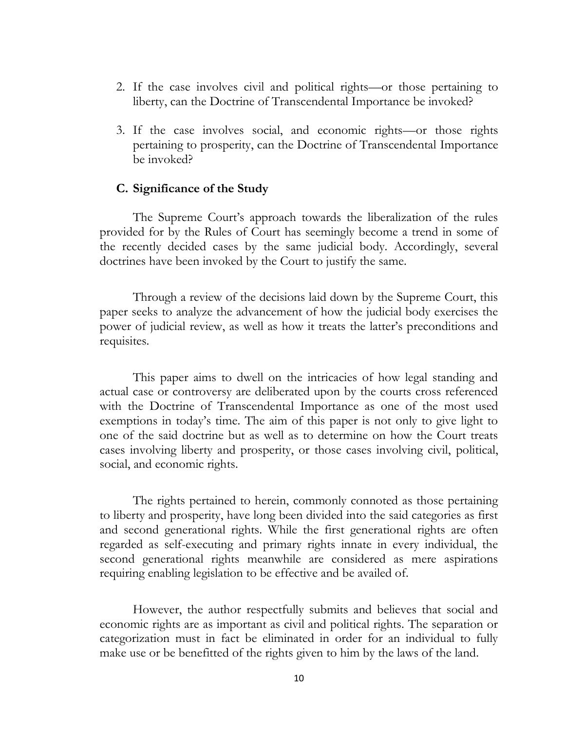2. If the case involves civil and political rights—or those pertaining to liberty, can the Doctrine of Transcendental Importance be invoked?

3. If the case involves social, and economic rights—or those rights pertaining to prosperity, can the Doctrine of Transcendental Importance be invoked?

### C. Significance of the Study

The Supreme Court's approach towards the liberalization of the rules provided for by the Rules of Court has seemingly become a trend in some of the recently decided cases by the same judicial body. Accordingly, several doctrines have been invoked by the Court to justify the same.

Through a review of the decisions laid down by the Supreme Court, this paper seeks to analyze the advancement of how the judicial body exercises the power of judicial review, as well as how it treats the latter's preconditions and requisites.

This paper aims to dwell on the intricacies of how legal standing and actual case or controversy are deliberated upon by the courts cross referenced with the Doctrine of Transcendental Importance as one of the most used exemptions in today's time. The aim of this paper is not only to give light to one of the said doctrine but as well as to determine on how the Court treats cases involving liberty and prosperity, or those cases involving civil, political, social, and economic rights.

The rights pertained to herein, commonly connoted as those pertaining to liberty and prosperity, have long been divided into the said categories as first and second generational rights. While the first generational rights are often regarded as self-executing and primary rights innate in every individual, the second generational rights meanwhile are considered as mere aspirations requiring enabling legislation to be effective and be availed of.

However, the author respectfully submits and believes that social and economic rights are as important as civil and political rights. The separation or categorization must in fact be eliminated in order for an individual to fully make use or be benefitted of the rights given to him by the laws of the land.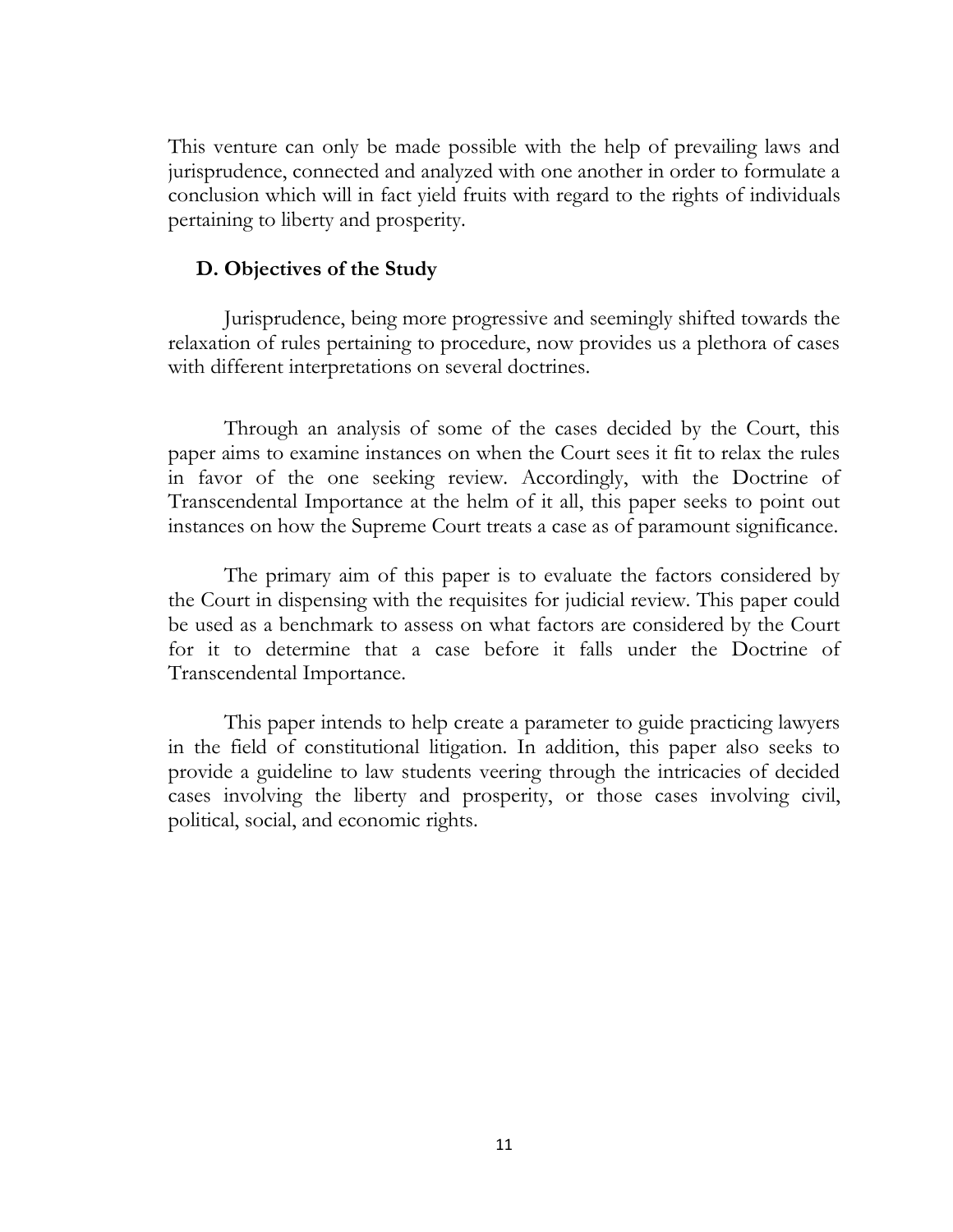This venture can only be made possible with the help of prevailing laws and jurisprudence, connected and analyzed with one another in order to formulate a conclusion which will in fact yield fruits with regard to the rights of individuals pertaining to liberty and prosperity.

### D. Objectives of the Study

Jurisprudence, being more progressive and seemingly shifted towards the relaxation of rules pertaining to procedure, now provides us a plethora of cases with different interpretations on several doctrines.

Through an analysis of some of the cases decided by the Court, this paper aims to examine instances on when the Court sees it fit to relax the rules in favor of the one seeking review. Accordingly, with the Doctrine of Transcendental Importance at the helm of it all, this paper seeks to point out instances on how the Supreme Court treats a case as of paramount significance.

The primary aim of this paper is to evaluate the factors considered by the Court in dispensing with the requisites for judicial review. This paper could be used as a benchmark to assess on what factors are considered by the Court for it to determine that a case before it falls under the Doctrine of Transcendental Importance.

This paper intends to help create a parameter to guide practicing lawyers in the field of constitutional litigation. In addition, this paper also seeks to provide a guideline to law students veering through the intricacies of decided cases involving the liberty and prosperity, or those cases involving civil, political, social, and economic rights.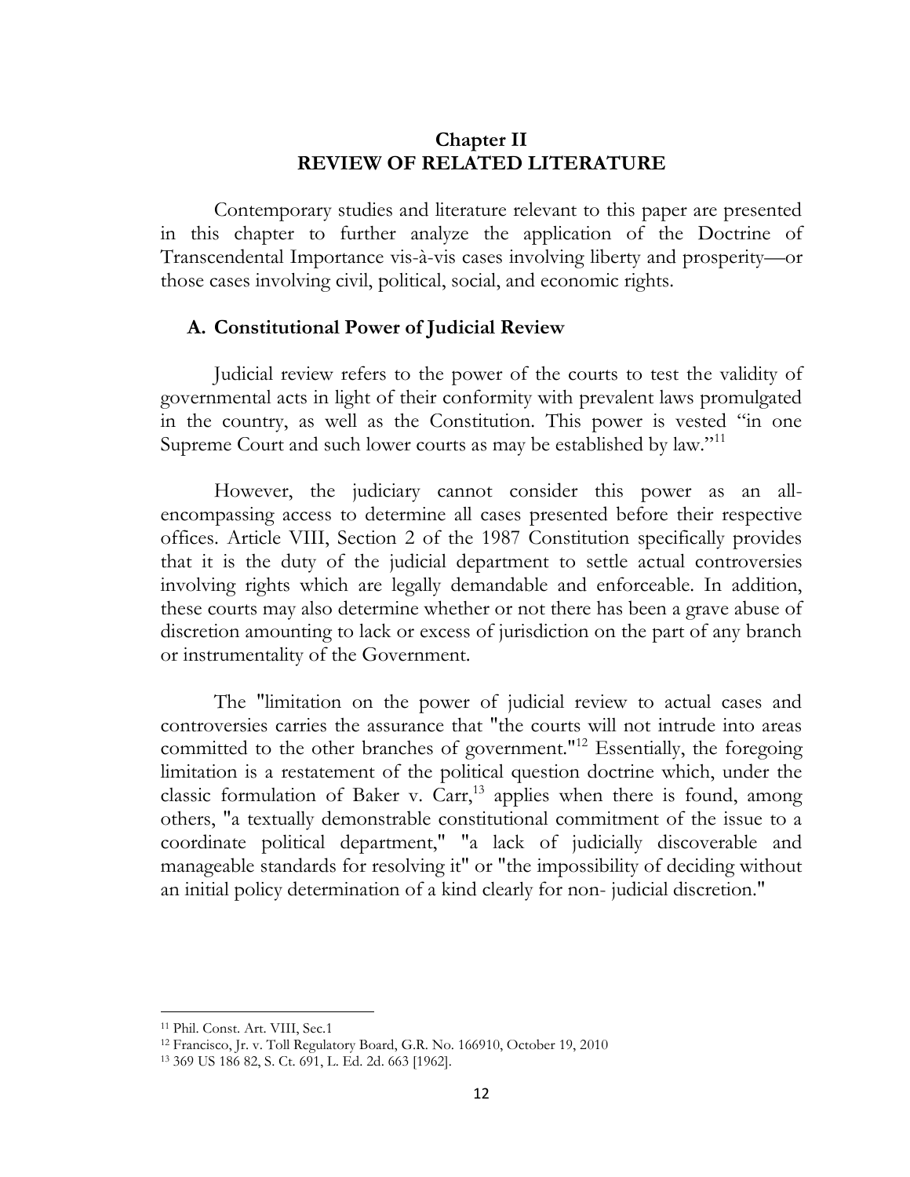## Chapter II
## REVIEW OF RELATED LITERATURE

Contemporary studies and literature relevant to this paper are presented in this chapter to further analyze the application of the Doctrine of Transcendental Importance vis-à-vis cases involving liberty and prosperity—or those cases involving civil, political, social, and economic rights.

### A. Constitutional Power of Judicial Review

Judicial review refers to the power of the courts to test the validity of governmental acts in light of their conformity with prevalent laws promulgated in the country, as well as the Constitution. This power is vested "in one Supreme Court and such lower courts as may be established by law."[11]

However, the judiciary cannot consider this power as an all-encompassing access to determine all cases presented before their respective offices. Article VIII, Section 2 of the 1987 Constitution specifically provides that it is the duty of the judicial department to settle actual controversies involving rights which are legally demandable and enforceable. In addition, these courts may also determine whether or not there has been a grave abuse of discretion amounting to lack or excess of jurisdiction on the part of any branch or instrumentality of the Government.

The "limitation on the power of judicial review to actual cases and controversies carries the assurance that "the courts will not intrude into areas committed to the other branches of government."[12] Essentially, the foregoing limitation is a restatement of the political question doctrine which, under the classic formulation of Baker v. Carr,[13] applies when there is found, among others, "a textually demonstrable constitutional commitment of the issue to a coordinate political department," "a lack of judicially discoverable and manageable standards for resolving it" or "the impossibility of deciding without an initial policy determination of a kind clearly for non- judicial discretion."

---

[11] Phil. Const. Art. VIII, Sec.1

[12] Francisco, Jr. v. Toll Regulatory Board, G.R. No. 166910, October 19, 2010

[13] 369 US 186 82, S. Ct. 691, L. Ed. 2d. 663 [1962].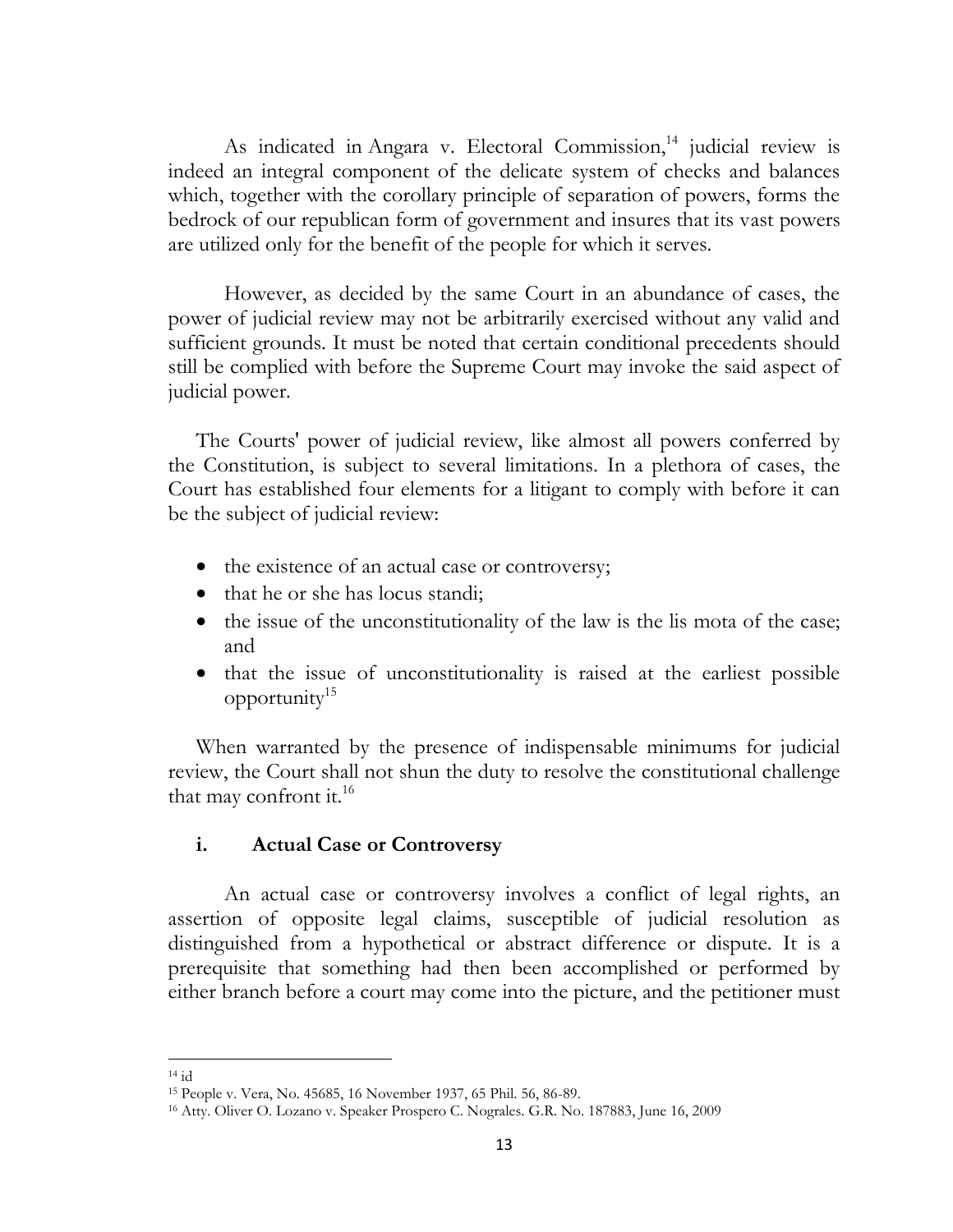As indicated in Angara v. Electoral Commission,[14] judicial review is indeed an integral component of the delicate system of checks and balances which, together with the corollary principle of separation of powers, forms the bedrock of our republican form of government and insures that its vast powers are utilized only for the benefit of the people for which it serves.

However, as decided by the same Court in an abundance of cases, the power of judicial review may not be arbitrarily exercised without any valid and sufficient grounds. It must be noted that certain conditional precedents should still be complied with before the Supreme Court may invoke the said aspect of judicial power.

The Courts' power of judicial review, like almost all powers conferred by the Constitution, is subject to several limitations. In a plethora of cases, the Court has established four elements for a litigant to comply with before it can be the subject of judicial review:

- the existence of an actual case or controversy;
- that he or she has locus standi;
- the issue of the unconstitutionality of the law is the lis mota of the case; and
- that the issue of unconstitutionality is raised at the earliest possible opportunity[15]

When warranted by the presence of indispensable minimums for judicial review, the Court shall not shun the duty to resolve the constitutional challenge that may confront it.[16]

### i. Actual Case or Controversy

An actual case or controversy involves a conflict of legal rights, an assertion of opposite legal claims, susceptible of judicial resolution as distinguished from a hypothetical or abstract difference or dispute. It is a prerequisite that something had then been accomplished or performed by either branch before a court may come into the picture, and the petitioner must

---

[14] id

[15] People v. Vera, No. 45685, 16 November 1937, 65 Phil. 56, 86-89.

[16] Atty. Oliver O. Lozano v. Speaker Prospero C. Nograles. G.R. No. 187883, June 16, 2009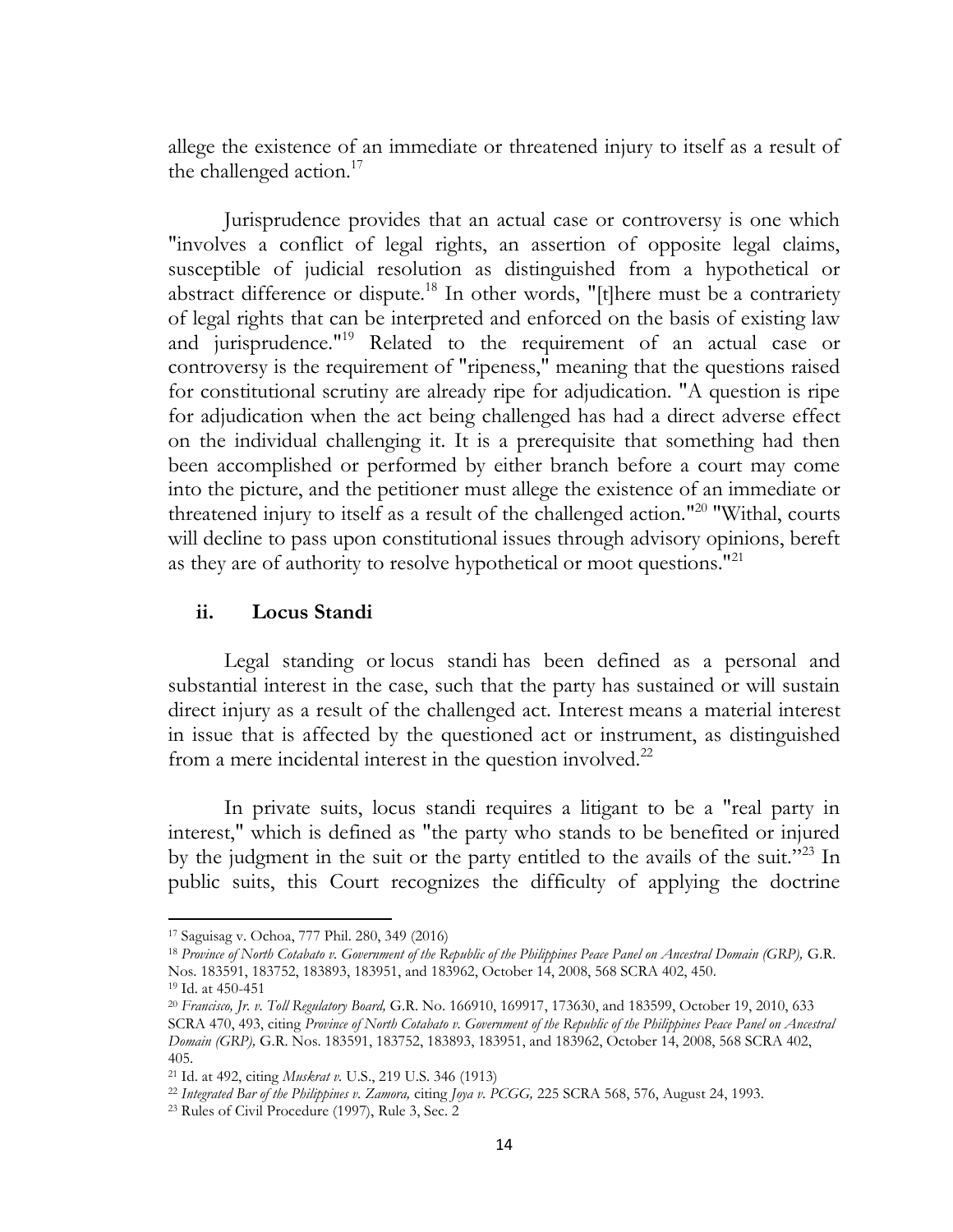allege the existence of an immediate or threatened injury to itself as a result of the challenged action.[17]

Jurisprudence provides that an actual case or controversy is one which "involves a conflict of legal rights, an assertion of opposite legal claims, susceptible of judicial resolution as distinguished from a hypothetical or abstract difference or dispute.[18] In other words, "[t]here must be a contrariety of legal rights that can be interpreted and enforced on the basis of existing law and jurisprudence."[19] Related to the requirement of an actual case or controversy is the requirement of "ripeness," meaning that the questions raised for constitutional scrutiny are already ripe for adjudication. "A question is ripe for adjudication when the act being challenged has had a direct adverse effect on the individual challenging it. It is a prerequisite that something had then been accomplished or performed by either branch before a court may come into the picture, and the petitioner must allege the existence of an immediate or threatened injury to itself as a result of the challenged action."[20] "Withal, courts will decline to pass upon constitutional issues through advisory opinions, bereft as they are of authority to resolve hypothetical or moot questions."[21]

### ii. Locus Standi

Legal standing or locus standi has been defined as a personal and substantial interest in the case, such that the party has sustained or will sustain direct injury as a result of the challenged act. Interest means a material interest in issue that is affected by the questioned act or instrument, as distinguished from a mere incidental interest in the question involved.[22]

In private suits, locus standi requires a litigant to be a "real party in interest," which is defined as "the party who stands to be benefited or injured by the judgment in the suit or the party entitled to the avails of the suit."[23] In public suits, this Court recognizes the difficulty of applying the doctrine

---

[17] Saguisag v. Ochoa, 777 Phil. 280, 349 (2016)

[18] *Province of North Cotabato v. Government of the Republic of the Philippines Peace Panel on Ancestral Domain (GRP),* G.R. Nos. 183591, 183752, 183893, 183951, and 183962, October 14, 2008, 568 SCRA 402, 450.

[19] Id. at 450-451

[20] *Francisco, Jr. v. Toll Regulatory Board,* G.R. No. 166910, 169917, 173630, and 183599, October 19, 2010, 633 SCRA 470, 493, citing *Province of North Cotabato v. Government of the Republic of the Philippines Peace Panel on Ancestral Domain (GRP),* G.R. Nos. 183591, 183752, 183893, 183951, and 183962, October 14, 2008, 568 SCRA 402, 405.

[21] Id. at 492, citing *Muskrat v.* U.S., 219 U.S. 346 (1913)

[22] *Integrated Bar of the Philippines v. Zamora,* citing *Joya v. PCGG,* 225 SCRA 568, 576, August 24, 1993.

[23] Rules of Civil Procedure (1997), Rule 3, Sec. 2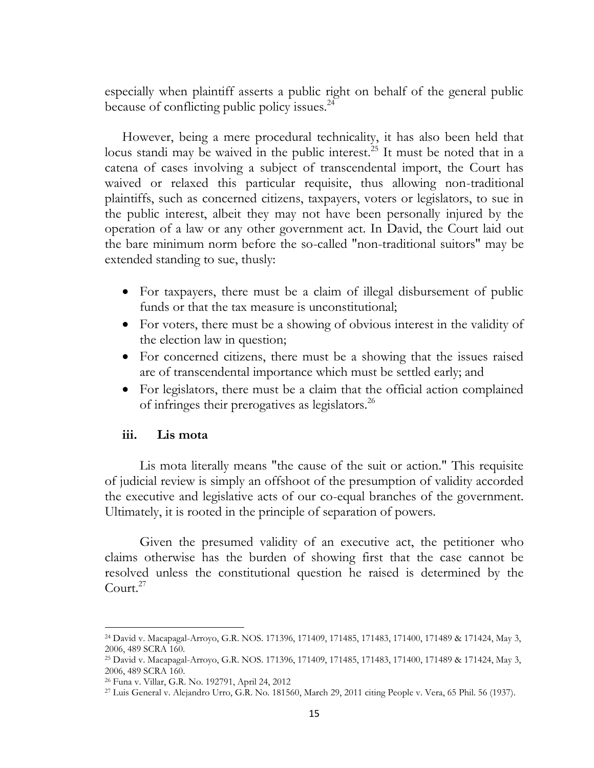especially when plaintiff asserts a public right on behalf of the general public because of conflicting public policy issues.[24]

However, being a mere procedural technicality, it has also been held that locus standi may be waived in the public interest.[25] It must be noted that in a catena of cases involving a subject of transcendental import, the Court has waived or relaxed this particular requisite, thus allowing non-traditional plaintiffs, such as concerned citizens, taxpayers, voters or legislators, to sue in the public interest, albeit they may not have been personally injured by the operation of a law or any other government act. In David, the Court laid out the bare minimum norm before the so-called "non-traditional suitors" may be extended standing to sue, thusly:

- For taxpayers, there must be a claim of illegal disbursement of public funds or that the tax measure is unconstitutional;
- For voters, there must be a showing of obvious interest in the validity of the election law in question;
- For concerned citizens, there must be a showing that the issues raised are of transcendental importance which must be settled early; and
- For legislators, there must be a claim that the official action complained of infringes their prerogatives as legislators.[26]

### iii. Lis mota

Lis mota literally means "the cause of the suit or action." This requisite of judicial review is simply an offshoot of the presumption of validity accorded the executive and legislative acts of our co-equal branches of the government. Ultimately, it is rooted in the principle of separation of powers.

Given the presumed validity of an executive act, the petitioner who claims otherwise has the burden of showing first that the case cannot be resolved unless the constitutional question he raised is determined by the Court.[27]

---

[24] David v. Macapagal-Arroyo, G.R. NOS. 171396, 171409, 171485, 171483, 171400, 171489 & 171424, May 3, 2006, 489 SCRA 160.

[25] David v. Macapagal-Arroyo, G.R. NOS. 171396, 171409, 171485, 171483, 171400, 171489 & 171424, May 3, 2006, 489 SCRA 160.

[26] Funa v. Villar, G.R. No. 192791, April 24, 2012

[27] Luis General v. Alejandro Urro, G.R. No. 181560, March 29, 2011 citing People v. Vera, 65 Phil. 56 (1937).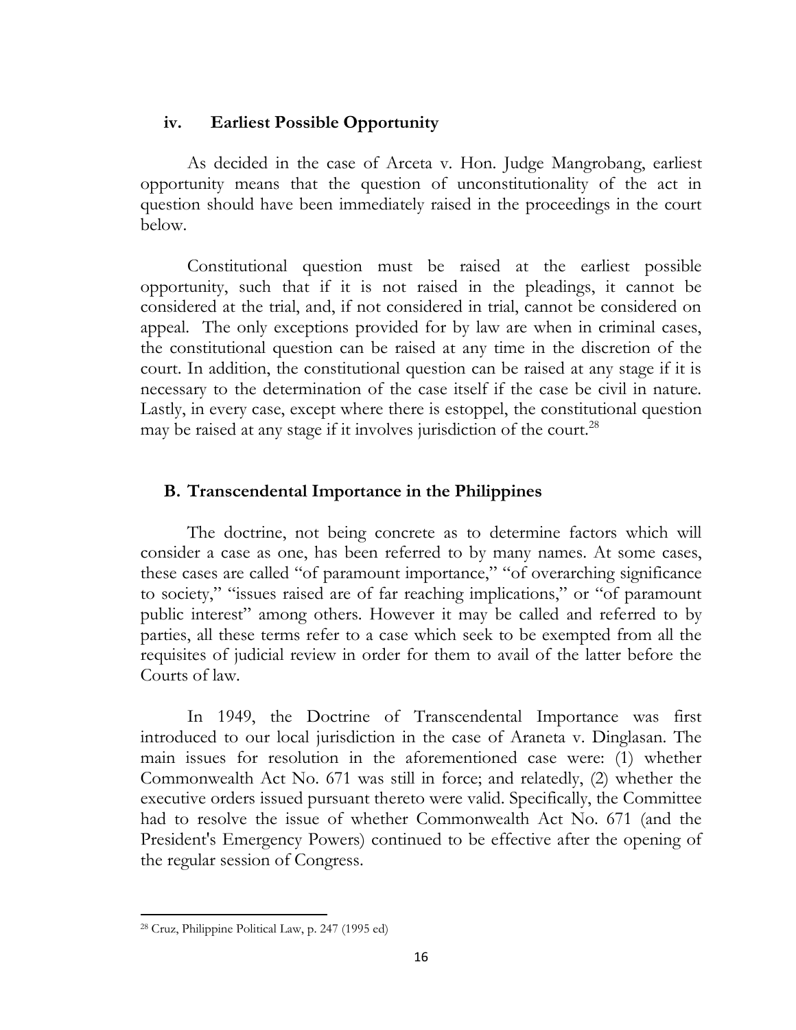### iv. Earliest Possible Opportunity

As decided in the case of Arceta v. Hon. Judge Mangrobang, earliest opportunity means that the question of unconstitutionality of the act in question should have been immediately raised in the proceedings in the court below.

Constitutional question must be raised at the earliest possible opportunity, such that if it is not raised in the pleadings, it cannot be considered at the trial, and, if not considered in trial, cannot be considered on appeal. The only exceptions provided for by law are when in criminal cases, the constitutional question can be raised at any time in the discretion of the court. In addition, the constitutional question can be raised at any stage if it is necessary to the determination of the case itself if the case be civil in nature. Lastly, in every case, except where there is estoppel, the constitutional question may be raised at any stage if it involves jurisdiction of the court.[28]

## B. Transcendental Importance in the Philippines

The doctrine, not being concrete as to determine factors which will consider a case as one, has been referred to by many names. At some cases, these cases are called "of paramount importance," "of overarching significance to society," "issues raised are of far reaching implications," or "of paramount public interest" among others. However it may be called and referred to by parties, all these terms refer to a case which seek to be exempted from all the requisites of judicial review in order for them to avail of the latter before the Courts of law.

In 1949, the Doctrine of Transcendental Importance was first introduced to our local jurisdiction in the case of Araneta v. Dinglasan. The main issues for resolution in the aforementioned case were: (1) whether Commonwealth Act No. 671 was still in force; and relatedly, (2) whether the executive orders issued pursuant thereto were valid. Specifically, the Committee had to resolve the issue of whether Commonwealth Act No. 671 (and the President's Emergency Powers) continued to be effective after the opening of the regular session of Congress.

---

[28] Cruz, Philippine Political Law, p. 247 (1995 ed)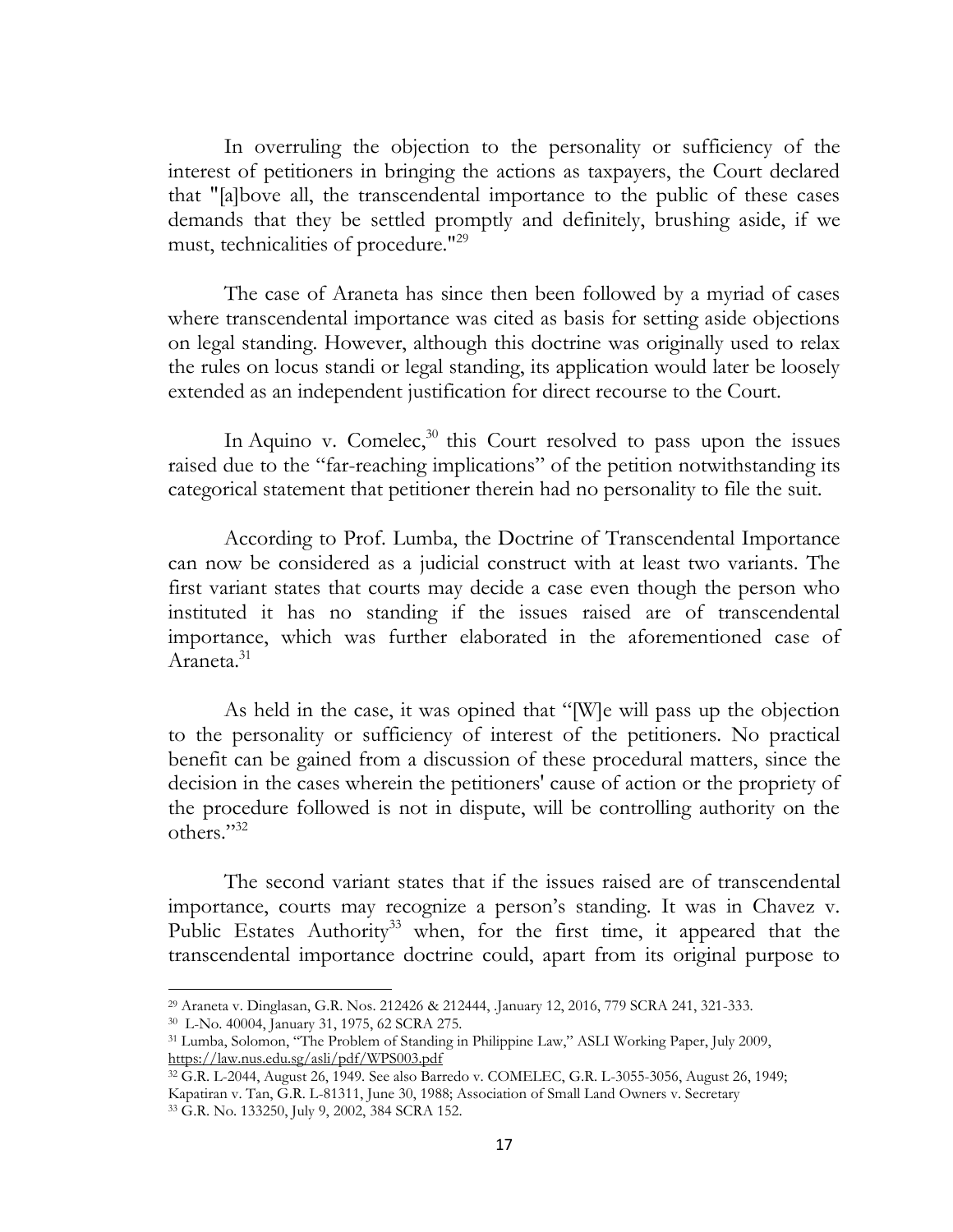In overruling the objection to the personality or sufficiency of the interest of petitioners in bringing the actions as taxpayers, the Court declared that "[a]bove all, the transcendental importance to the public of these cases demands that they be settled promptly and definitely, brushing aside, if we must, technicalities of procedure."[29]

The case of Araneta has since then been followed by a myriad of cases where transcendental importance was cited as basis for setting aside objections on legal standing. However, although this doctrine was originally used to relax the rules on locus standi or legal standing, its application would later be loosely extended as an independent justification for direct recourse to the Court.

In Aquino v. Comelec,[30] this Court resolved to pass upon the issues raised due to the "far-reaching implications" of the petition notwithstanding its categorical statement that petitioner therein had no personality to file the suit.

According to Prof. Lumba, the Doctrine of Transcendental Importance can now be considered as a judicial construct with at least two variants. The first variant states that courts may decide a case even though the person who instituted it has no standing if the issues raised are of transcendental importance, which was further elaborated in the aforementioned case of Araneta.[31]

As held in the case, it was opined that "[W]e will pass up the objection to the personality or sufficiency of interest of the petitioners. No practical benefit can be gained from a discussion of these procedural matters, since the decision in the cases wherein the petitioners' cause of action or the propriety of the procedure followed is not in dispute, will be controlling authority on the others."[32]

The second variant states that if the issues raised are of transcendental importance, courts may recognize a person's standing. It was in Chavez v. Public Estates Authority[33] when, for the first time, it appeared that the transcendental importance doctrine could, apart from its original purpose to

---

[29] Araneta v. Dinglasan, G.R. Nos. 212426 & 212444, .January 12, 2016, 779 SCRA 241, 321-333.

[30] L-No. 40004, January 31, 1975, 62 SCRA 275.

[31] Lumba, Solomon, "The Problem of Standing in Philippine Law," ASLI Working Paper, July 2009, https://law.nus.edu.sg/asli/pdf/WPS003.pdf

[32] G.R. L-2044, August 26, 1949. See also Barredo v. COMELEC, G.R. L-3055-3056, August 26, 1949; Kapatiran v. Tan, G.R. L-81311, June 30, 1988; Association of Small Land Owners v. Secretary

[33] G.R. No. 133250, July 9, 2002, 384 SCRA 152.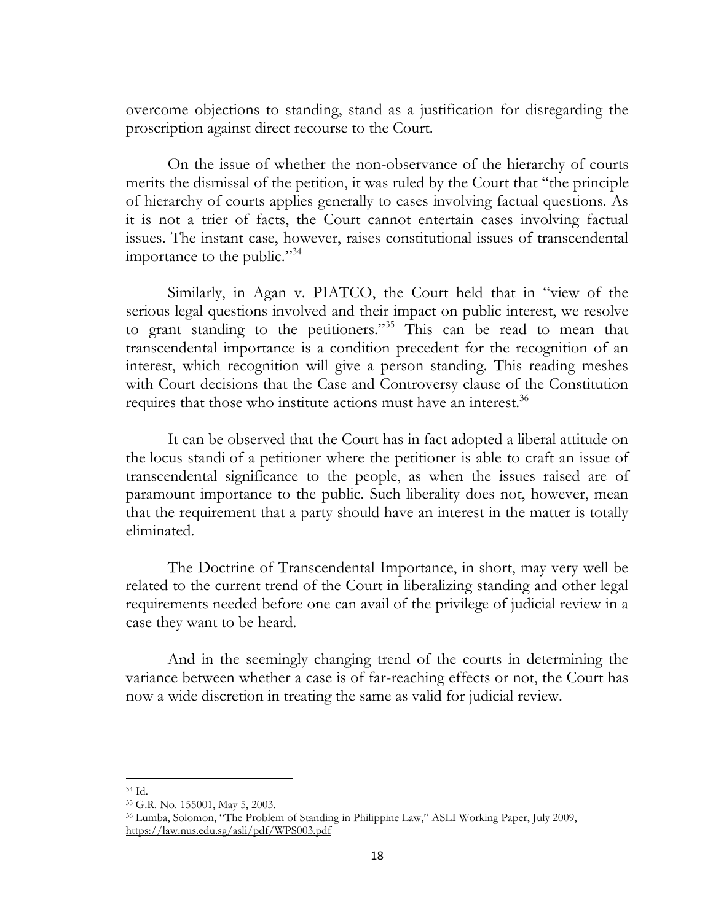overcome objections to standing, stand as a justification for disregarding the proscription against direct recourse to the Court.

On the issue of whether the non-observance of the hierarchy of courts merits the dismissal of the petition, it was ruled by the Court that "the principle of hierarchy of courts applies generally to cases involving factual questions. As it is not a trier of facts, the Court cannot entertain cases involving factual issues. The instant case, however, raises constitutional issues of transcendental importance to the public."[34]

Similarly, in Agan v. PIATCO, the Court held that in "view of the serious legal questions involved and their impact on public interest, we resolve to grant standing to the petitioners."[35] This can be read to mean that transcendental importance is a condition precedent for the recognition of an interest, which recognition will give a person standing. This reading meshes with Court decisions that the Case and Controversy clause of the Constitution requires that those who institute actions must have an interest.[36]

It can be observed that the Court has in fact adopted a liberal attitude on the locus standi of a petitioner where the petitioner is able to craft an issue of transcendental significance to the people, as when the issues raised are of paramount importance to the public. Such liberality does not, however, mean that the requirement that a party should have an interest in the matter is totally eliminated.

The Doctrine of Transcendental Importance, in short, may very well be related to the current trend of the Court in liberalizing standing and other legal requirements needed before one can avail of the privilege of judicial review in a case they want to be heard.

And in the seemingly changing trend of the courts in determining the variance between whether a case is of far-reaching effects or not, the Court has now a wide discretion in treating the same as valid for judicial review.

---

[34] Id.

[35] G.R. No. 155001, May 5, 2003.

[36] Lumba, Solomon, "The Problem of Standing in Philippine Law," ASLI Working Paper, July 2009, https://law.nus.edu.sg/asli/pdf/WPS003.pdf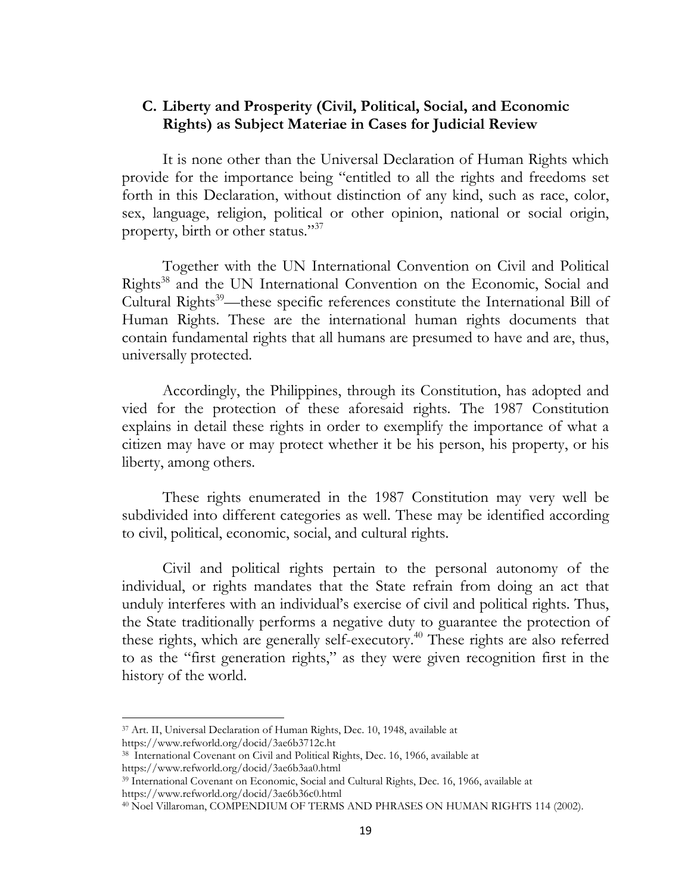### C. Liberty and Prosperity (Civil, Political, Social, and Economic Rights) as Subject Materiae in Cases for Judicial Review

It is none other than the Universal Declaration of Human Rights which provide for the importance being "entitled to all the rights and freedoms set forth in this Declaration, without distinction of any kind, such as race, color, sex, language, religion, political or other opinion, national or social origin, property, birth or other status."[37]

Together with the UN International Convention on Civil and Political Rights[38] and the UN International Convention on the Economic, Social and Cultural Rights[39]—these specific references constitute the International Bill of Human Rights. These are the international human rights documents that contain fundamental rights that all humans are presumed to have and are, thus, universally protected.

Accordingly, the Philippines, through its Constitution, has adopted and vied for the protection of these aforesaid rights. The 1987 Constitution explains in detail these rights in order to exemplify the importance of what a citizen may have or may protect whether it be his person, his property, or his liberty, among others.

These rights enumerated in the 1987 Constitution may very well be subdivided into different categories as well. These may be identified according to civil, political, economic, social, and cultural rights.

Civil and political rights pertain to the personal autonomy of the individual, or rights mandates that the State refrain from doing an act that unduly interferes with an individual's exercise of civil and political rights. Thus, the State traditionally performs a negative duty to guarantee the protection of these rights, which are generally self-executory.[40] These rights are also referred to as the "first generation rights," as they were given recognition first in the history of the world.

---

[37] Art. II, Universal Declaration of Human Rights, Dec. 10, 1948, available at https://www.refworld.org/docid/3ae6b3712c.ht

[38] International Covenant on Civil and Political Rights, Dec. 16, 1966, available at https://www.refworld.org/docid/3ae6b3aa0.html

[39] International Covenant on Economic, Social and Cultural Rights, Dec. 16, 1966, available at https://www.refworld.org/docid/3ae6b36c0.html

[40] Noel Villaroman, COMPENDIUM OF TERMS AND PHRASES ON HUMAN RIGHTS 114 (2002).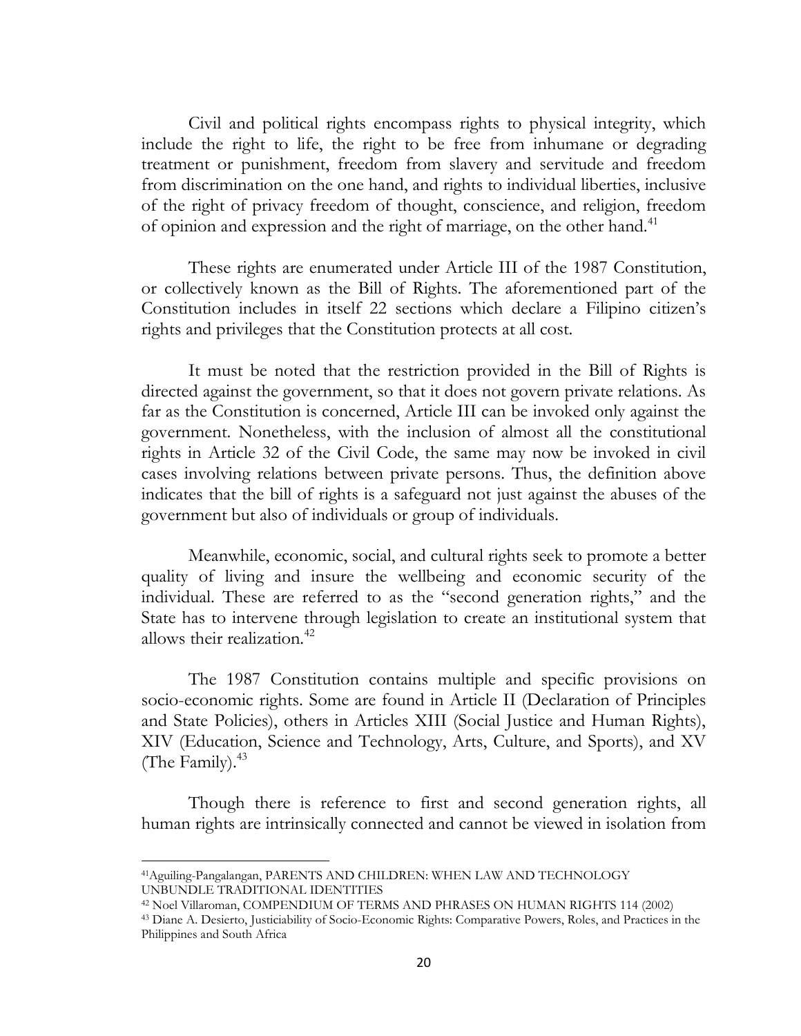Civil and political rights encompass rights to physical integrity, which include the right to life, the right to be free from inhumane or degrading treatment or punishment, freedom from slavery and servitude and freedom from discrimination on the one hand, and rights to individual liberties, inclusive of the right of privacy freedom of thought, conscience, and religion, freedom of opinion and expression and the right of marriage, on the other hand.[41]

These rights are enumerated under Article III of the 1987 Constitution, or collectively known as the Bill of Rights. The aforementioned part of the Constitution includes in itself 22 sections which declare a Filipino citizen's rights and privileges that the Constitution protects at all cost.

It must be noted that the restriction provided in the Bill of Rights is directed against the government, so that it does not govern private relations. As far as the Constitution is concerned, Article III can be invoked only against the government. Nonetheless, with the inclusion of almost all the constitutional rights in Article 32 of the Civil Code, the same may now be invoked in civil cases involving relations between private persons. Thus, the definition above indicates that the bill of rights is a safeguard not just against the abuses of the government but also of individuals or group of individuals.

Meanwhile, economic, social, and cultural rights seek to promote a better quality of living and insure the wellbeing and economic security of the individual. These are referred to as the "second generation rights," and the State has to intervene through legislation to create an institutional system that allows their realization.[42]

The 1987 Constitution contains multiple and specific provisions on socio-economic rights. Some are found in Article II (Declaration of Principles and State Policies), others in Articles XIII (Social Justice and Human Rights), XIV (Education, Science and Technology, Arts, Culture, and Sports), and XV (The Family).[43]

Though there is reference to first and second generation rights, all human rights are intrinsically connected and cannot be viewed in isolation from

---

[41] Aguiling-Pangalangan, PARENTS AND CHILDREN: WHEN LAW AND TECHNOLOGY UNBUNDLE TRADITIONAL IDENTITIES

[42] Noel Villaroman, COMPENDIUM OF TERMS AND PHRASES ON HUMAN RIGHTS 114 (2002)

[43] Diane A. Desierto, Justiciability of Socio-Economic Rights: Comparative Powers, Roles, and Practices in the Philippines and South Africa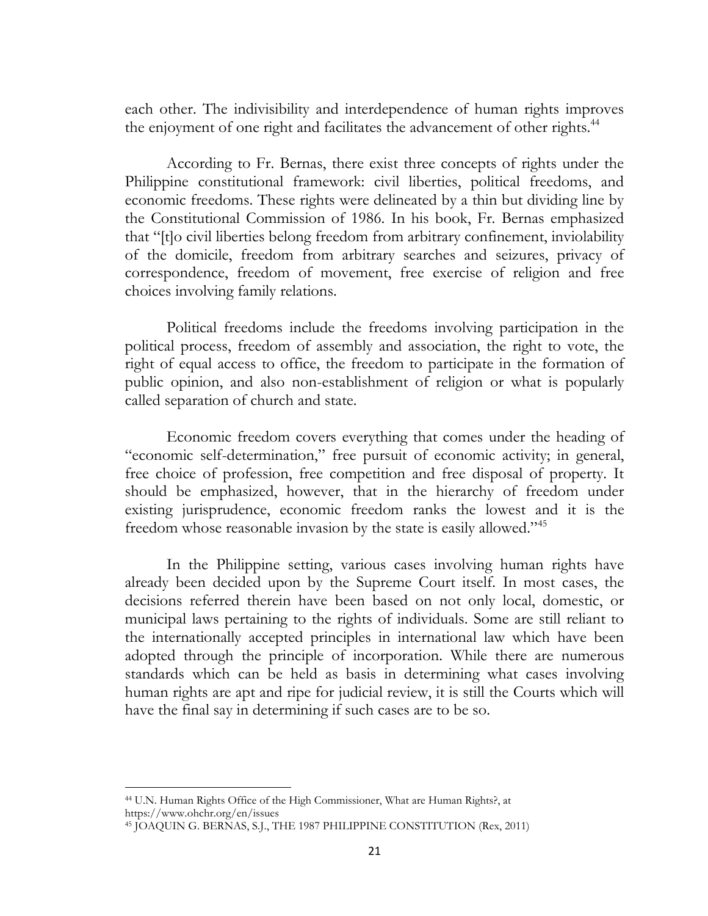each other. The indivisibility and interdependence of human rights improves the enjoyment of one right and facilitates the advancement of other rights.[44]

According to Fr. Bernas, there exist three concepts of rights under the Philippine constitutional framework: civil liberties, political freedoms, and economic freedoms. These rights were delineated by a thin but dividing line by the Constitutional Commission of 1986. In his book, Fr. Bernas emphasized that "[t]o civil liberties belong freedom from arbitrary confinement, inviolability of the domicile, freedom from arbitrary searches and seizures, privacy of correspondence, freedom of movement, free exercise of religion and free choices involving family relations.

Political freedoms include the freedoms involving participation in the political process, freedom of assembly and association, the right to vote, the right of equal access to office, the freedom to participate in the formation of public opinion, and also non-establishment of religion or what is popularly called separation of church and state.

Economic freedom covers everything that comes under the heading of "economic self-determination," free pursuit of economic activity; in general, free choice of profession, free competition and free disposal of property. It should be emphasized, however, that in the hierarchy of freedom under existing jurisprudence, economic freedom ranks the lowest and it is the freedom whose reasonable invasion by the state is easily allowed."[45]

In the Philippine setting, various cases involving human rights have already been decided upon by the Supreme Court itself. In most cases, the decisions referred therein have been based on not only local, domestic, or municipal laws pertaining to the rights of individuals. Some are still reliant to the internationally accepted principles in international law which have been adopted through the principle of incorporation. While there are numerous standards which can be held as basis in determining what cases involving human rights are apt and ripe for judicial review, it is still the Courts which will have the final say in determining if such cases are to be so.

---

[44] U.N. Human Rights Office of the High Commissioner, What are Human Rights?, at https://www.ohchr.org/en/issues

[45] JOAQUIN G. BERNAS, S.J., THE 1987 PHILIPPINE CONSTITUTION (Rex, 2011)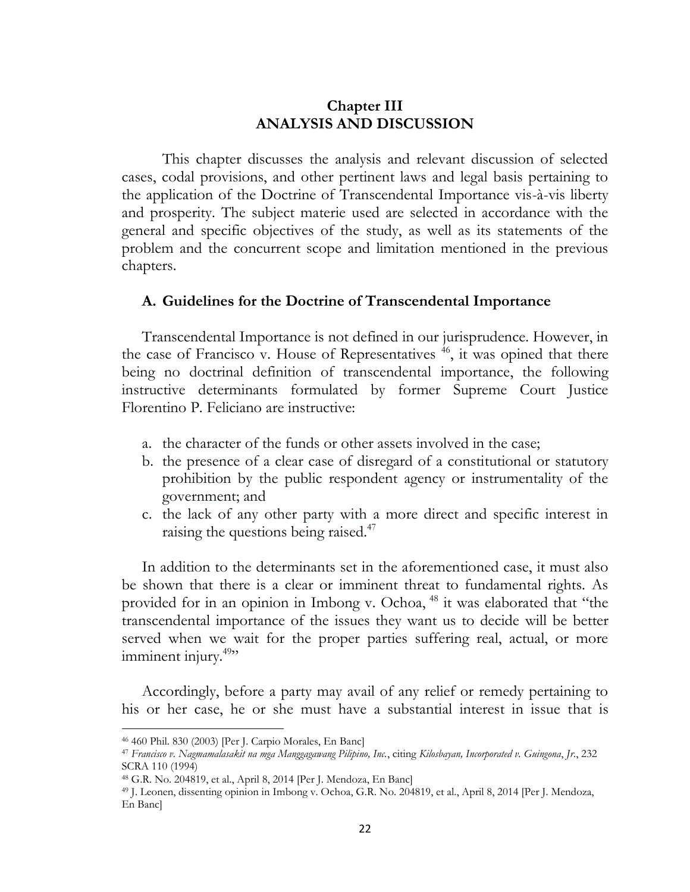# Chapter III
# ANALYSIS AND DISCUSSION

This chapter discusses the analysis and relevant discussion of selected cases, codal provisions, and other pertinent laws and legal basis pertaining to the application of the Doctrine of Transcendental Importance vis-à-vis liberty and prosperity. The subject materie used are selected in accordance with the general and specific objectives of the study, as well as its statements of the problem and the concurrent scope and limitation mentioned in the previous chapters.

## A. Guidelines for the Doctrine of Transcendental Importance

Transcendental Importance is not defined in our jurisprudence. However, in the case of Francisco v. House of Representatives [46], it was opined that there being no doctrinal definition of transcendental importance, the following instructive determinants formulated by former Supreme Court Justice Florentino P. Feliciano are instructive:

a. the character of the funds or other assets involved in the case;
b. the presence of a clear case of disregard of a constitutional or statutory prohibition by the public respondent agency or instrumentality of the government; and
c. the lack of any other party with a more direct and specific interest in raising the questions being raised.[47]

In addition to the determinants set in the aforementioned case, it must also be shown that there is a clear or imminent threat to fundamental rights. As provided for in an opinion in Imbong v. Ochoa, [48] it was elaborated that "the transcendental importance of the issues they want us to decide will be better served when we wait for the proper parties suffering real, actual, or more imminent injury.[49]"

Accordingly, before a party may avail of any relief or remedy pertaining to his or her case, he or she must have a substantial interest in issue that is

---

[46] 460 Phil. 830 (2003) [Per J. Carpio Morales, En Banc]

[47] *Francisco v. Nagmamalasakit na mga Manggagawang Pilipino, Inc.*, citing *Kilosbayan, Incorporated v. Guingona*, *Jr.*, 232 SCRA 110 (1994)

[48] G.R. No. 204819, et al., April 8, 2014 [Per J. Mendoza, En Banc]

[49] J. Leonen, dissenting opinion in Imbong v. Ochoa, G.R. No. 204819, et al., April 8, 2014 [Per J. Mendoza, En Banc]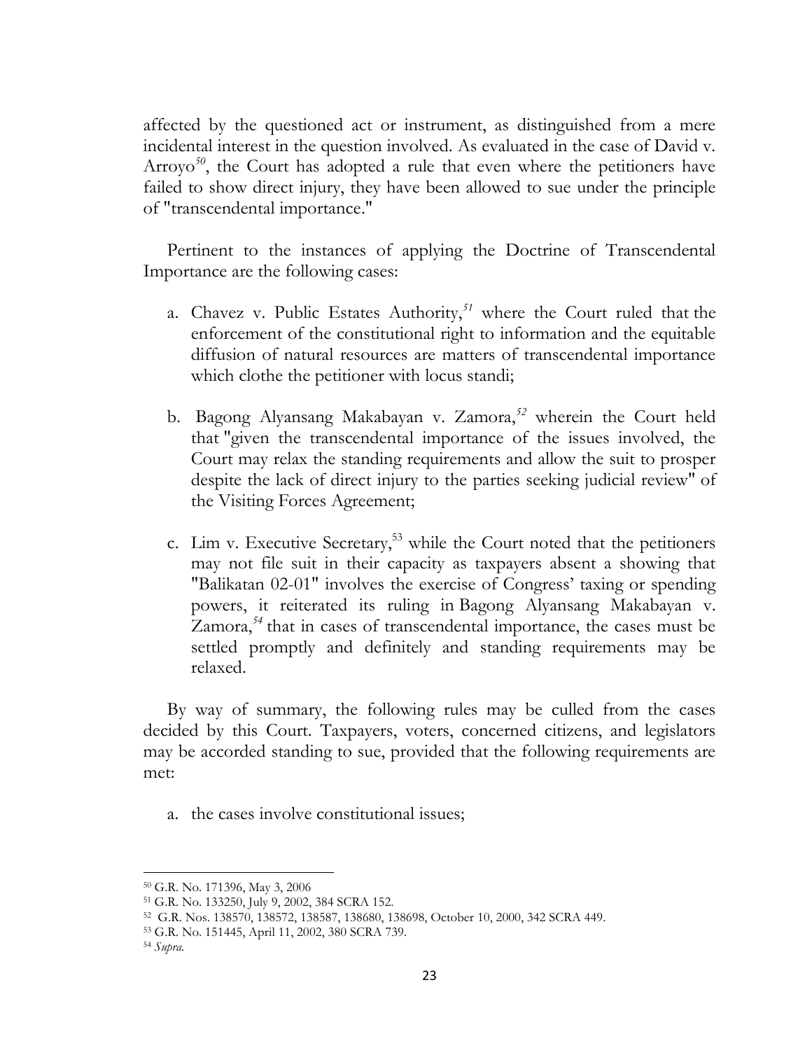affected by the questioned act or instrument, as distinguished from a mere incidental interest in the question involved. As evaluated in the case of David v. Arroyo[50], the Court has adopted a rule that even where the petitioners have failed to show direct injury, they have been allowed to sue under the principle of "transcendental importance."

Pertinent to the instances of applying the Doctrine of Transcendental Importance are the following cases:

a. Chavez v. Public Estates Authority,[51] where the Court ruled that the enforcement of the constitutional right to information and the equitable diffusion of natural resources are matters of transcendental importance which clothe the petitioner with locus standi;

b. Bagong Alyansang Makabayan v. Zamora,[52] wherein the Court held that "given the transcendental importance of the issues involved, the Court may relax the standing requirements and allow the suit to prosper despite the lack of direct injury to the parties seeking judicial review" of the Visiting Forces Agreement;

c. Lim v. Executive Secretary,[53] while the Court noted that the petitioners may not file suit in their capacity as taxpayers absent a showing that "Balikatan 02-01" involves the exercise of Congress' taxing or spending powers, it reiterated its ruling in Bagong Alyansang Makabayan v. Zamora,[54] that in cases of transcendental importance, the cases must be settled promptly and definitely and standing requirements may be relaxed.

By way of summary, the following rules may be culled from the cases decided by this Court. Taxpayers, voters, concerned citizens, and legislators may be accorded standing to sue, provided that the following requirements are met:

a. the cases involve constitutional issues;

---

[50] G.R. No. 171396, May 3, 2006

[51] G.R. No. 133250, July 9, 2002, 384 SCRA 152.

[52] G.R. Nos. 138570, 138572, 138587, 138680, 138698, October 10, 2000, 342 SCRA 449.

[53] G.R. No. 151445, April 11, 2002, 380 SCRA 739.

[54] *Supra.*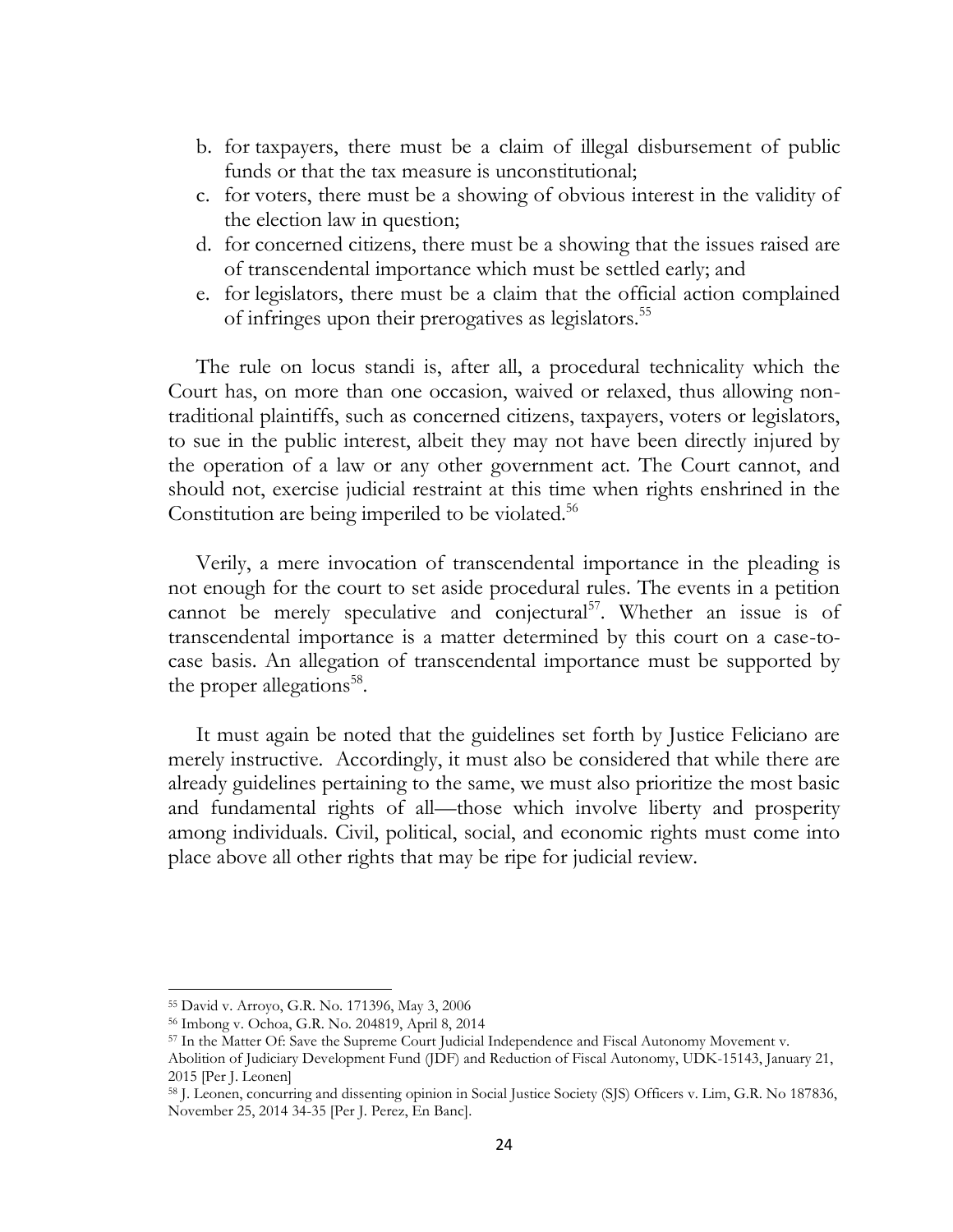b. for taxpayers, there must be a claim of illegal disbursement of public funds or that the tax measure is unconstitutional;
c. for voters, there must be a showing of obvious interest in the validity of the election law in question;
d. for concerned citizens, there must be a showing that the issues raised are of transcendental importance which must be settled early; and
e. for legislators, there must be a claim that the official action complained of infringes upon their prerogatives as legislators.[55]

The rule on locus standi is, after all, a procedural technicality which the Court has, on more than one occasion, waived or relaxed, thus allowing non-traditional plaintiffs, such as concerned citizens, taxpayers, voters or legislators, to sue in the public interest, albeit they may not have been directly injured by the operation of a law or any other government act. The Court cannot, and should not, exercise judicial restraint at this time when rights enshrined in the Constitution are being imperiled to be violated.[56]

Verily, a mere invocation of transcendental importance in the pleading is not enough for the court to set aside procedural rules. The events in a petition cannot be merely speculative and conjectural[57]. Whether an issue is of transcendental importance is a matter determined by this court on a case-to-case basis. An allegation of transcendental importance must be supported by the proper allegations[58].

It must again be noted that the guidelines set forth by Justice Feliciano are merely instructive. Accordingly, it must also be considered that while there are already guidelines pertaining to the same, we must also prioritize the most basic and fundamental rights of all—those which involve liberty and prosperity among individuals. Civil, political, social, and economic rights must come into place above all other rights that may be ripe for judicial review.

---

[55] David v. Arroyo, G.R. No. 171396, May 3, 2006

[56] Imbong v. Ochoa, G.R. No. 204819, April 8, 2014

[57] In the Matter Of: Save the Supreme Court Judicial Independence and Fiscal Autonomy Movement v. Abolition of Judiciary Development Fund (JDF) and Reduction of Fiscal Autonomy, UDK-15143, January 21, 2015 [Per J. Leonen]

[58] J. Leonen, concurring and dissenting opinion in Social Justice Society (SJS) Officers v. Lim, G.R. No 187836, November 25, 2014 34-35 [Per J. Perez, En Banc].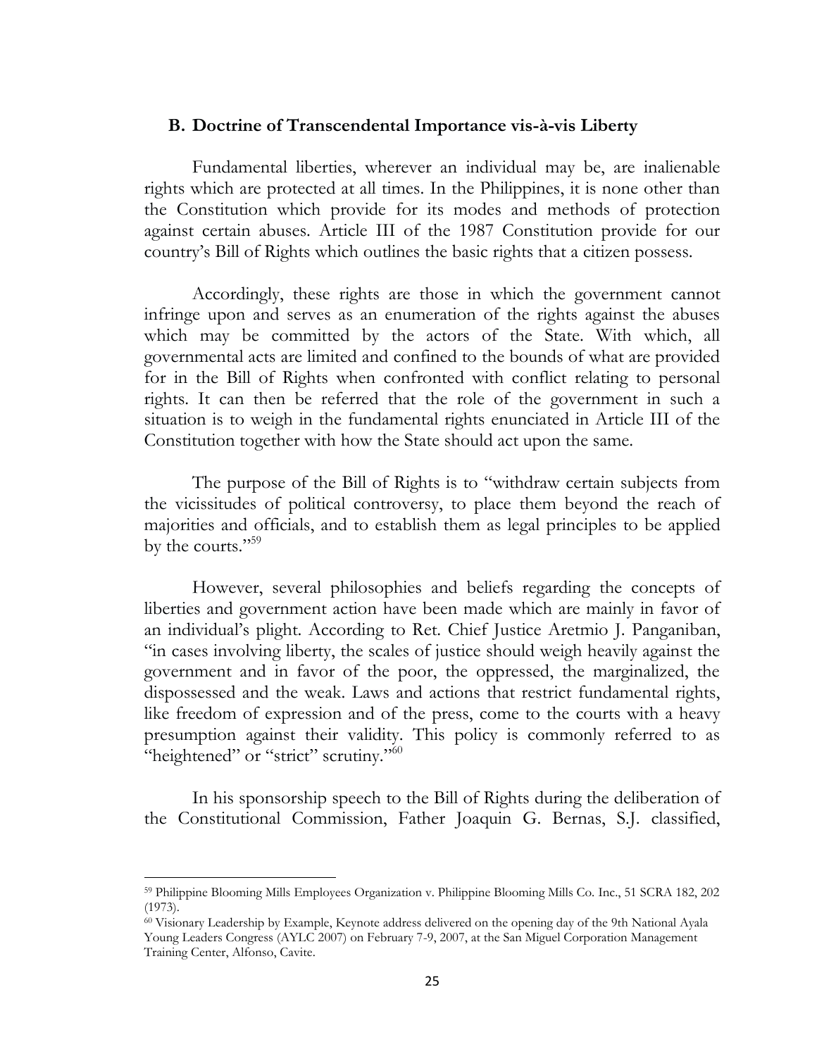### B. Doctrine of Transcendental Importance vis-à-vis Liberty

Fundamental liberties, wherever an individual may be, are inalienable rights which are protected at all times. In the Philippines, it is none other than the Constitution which provide for its modes and methods of protection against certain abuses. Article III of the 1987 Constitution provide for our country's Bill of Rights which outlines the basic rights that a citizen possess.

Accordingly, these rights are those in which the government cannot infringe upon and serves as an enumeration of the rights against the abuses which may be committed by the actors of the State. With which, all governmental acts are limited and confined to the bounds of what are provided for in the Bill of Rights when confronted with conflict relating to personal rights. It can then be referred that the role of the government in such a situation is to weigh in the fundamental rights enunciated in Article III of the Constitution together with how the State should act upon the same.

The purpose of the Bill of Rights is to "withdraw certain subjects from the vicissitudes of political controversy, to place them beyond the reach of majorities and officials, and to establish them as legal principles to be applied by the courts."[59]

However, several philosophies and beliefs regarding the concepts of liberties and government action have been made which are mainly in favor of an individual's plight. According to Ret. Chief Justice Aretmio J. Panganiban, "in cases involving liberty, the scales of justice should weigh heavily against the government and in favor of the poor, the oppressed, the marginalized, the dispossessed and the weak. Laws and actions that restrict fundamental rights, like freedom of expression and of the press, come to the courts with a heavy presumption against their validity. This policy is commonly referred to as "heightened" or "strict" scrutiny."[60]

In his sponsorship speech to the Bill of Rights during the deliberation of the Constitutional Commission, Father Joaquin G. Bernas, S.J. classified,

---

[59] Philippine Blooming Mills Employees Organization v. Philippine Blooming Mills Co. Inc., 51 SCRA 182, 202 (1973).

[60] Visionary Leadership by Example, Keynote address delivered on the opening day of the 9th National Ayala Young Leaders Congress (AYLC 2007) on February 7-9, 2007, at the San Miguel Corporation Management Training Center, Alfonso, Cavite.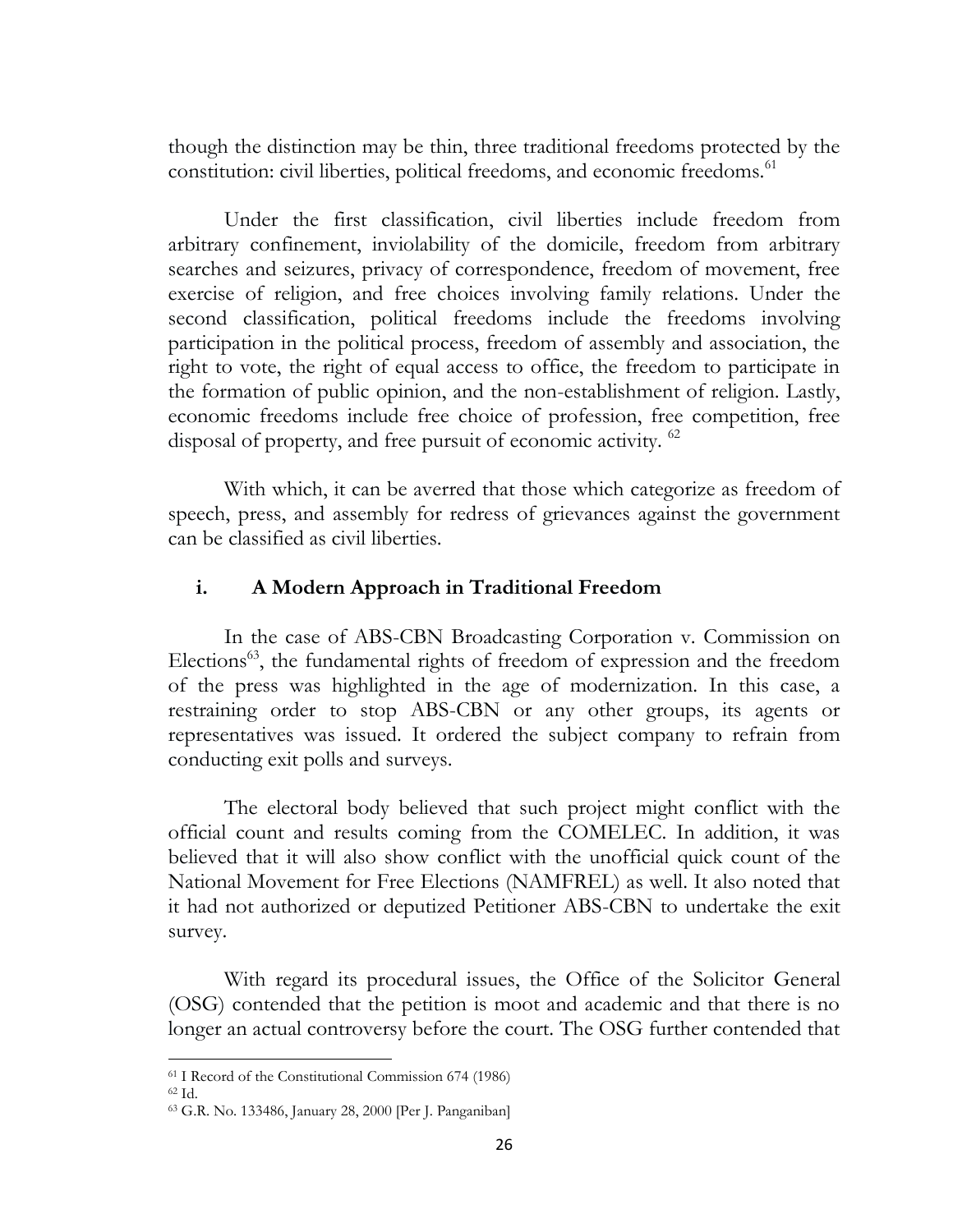though the distinction may be thin, three traditional freedoms protected by the constitution: civil liberties, political freedoms, and economic freedoms.[61]

Under the first classification, civil liberties include freedom from arbitrary confinement, inviolability of the domicile, freedom from arbitrary searches and seizures, privacy of correspondence, freedom of movement, free exercise of religion, and free choices involving family relations. Under the second classification, political freedoms include the freedoms involving participation in the political process, freedom of assembly and association, the right to vote, the right of equal access to office, the freedom to participate in the formation of public opinion, and the non-establishment of religion. Lastly, economic freedoms include free choice of profession, free competition, free disposal of property, and free pursuit of economic activity. [62]

With which, it can be averred that those which categorize as freedom of speech, press, and assembly for redress of grievances against the government can be classified as civil liberties.

### i. A Modern Approach in Traditional Freedom

In the case of ABS-CBN Broadcasting Corporation v. Commission on Elections[63], the fundamental rights of freedom of expression and the freedom of the press was highlighted in the age of modernization. In this case, a restraining order to stop ABS-CBN or any other groups, its agents or representatives was issued. It ordered the subject company to refrain from conducting exit polls and surveys.

The electoral body believed that such project might conflict with the official count and results coming from the COMELEC. In addition, it was believed that it will also show conflict with the unofficial quick count of the National Movement for Free Elections (NAMFREL) as well. It also noted that it had not authorized or deputized Petitioner ABS-CBN to undertake the exit survey.

With regard its procedural issues, the Office of the Solicitor General (OSG) contended that the petition is moot and academic and that there is no longer an actual controversy before the court. The OSG further contended that

---

[61] I Record of the Constitutional Commission 674 (1986)

[62] Id.

[63] G.R. No. 133486, January 28, 2000 [Per J. Panganiban]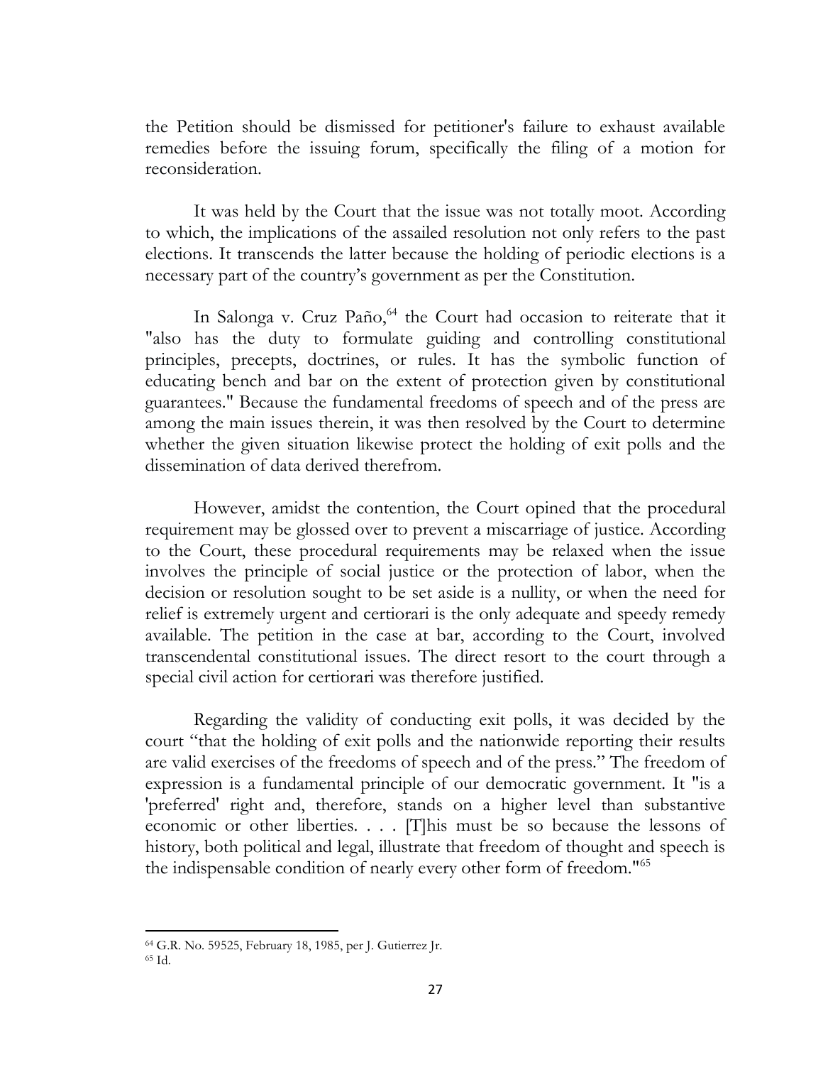the Petition should be dismissed for petitioner's failure to exhaust available remedies before the issuing forum, specifically the filing of a motion for reconsideration.

It was held by the Court that the issue was not totally moot. According to which, the implications of the assailed resolution not only refers to the past elections. It transcends the latter because the holding of periodic elections is a necessary part of the country's government as per the Constitution.

In Salonga v. Cruz Paño,[64] the Court had occasion to reiterate that it "also has the duty to formulate guiding and controlling constitutional principles, precepts, doctrines, or rules. It has the symbolic function of educating bench and bar on the extent of protection given by constitutional guarantees." Because the fundamental freedoms of speech and of the press are among the main issues therein, it was then resolved by the Court to determine whether the given situation likewise protect the holding of exit polls and the dissemination of data derived therefrom.

However, amidst the contention, the Court opined that the procedural requirement may be glossed over to prevent a miscarriage of justice. According to the Court, these procedural requirements may be relaxed when the issue involves the principle of social justice or the protection of labor, when the decision or resolution sought to be set aside is a nullity, or when the need for relief is extremely urgent and certiorari is the only adequate and speedy remedy available. The petition in the case at bar, according to the Court, involved transcendental constitutional issues. The direct resort to the court through a special civil action for certiorari was therefore justified.

Regarding the validity of conducting exit polls, it was decided by the court "that the holding of exit polls and the nationwide reporting their results are valid exercises of the freedoms of speech and of the press." The freedom of expression is a fundamental principle of our democratic government. It "is a 'preferred' right and, therefore, stands on a higher level than substantive economic or other liberties. . . . [T]his must be so because the lessons of history, both political and legal, illustrate that freedom of thought and speech is the indispensable condition of nearly every other form of freedom."[65]

---

[64] G.R. No. 59525, February 18, 1985, per J. Gutierrez Jr.

[65] Id.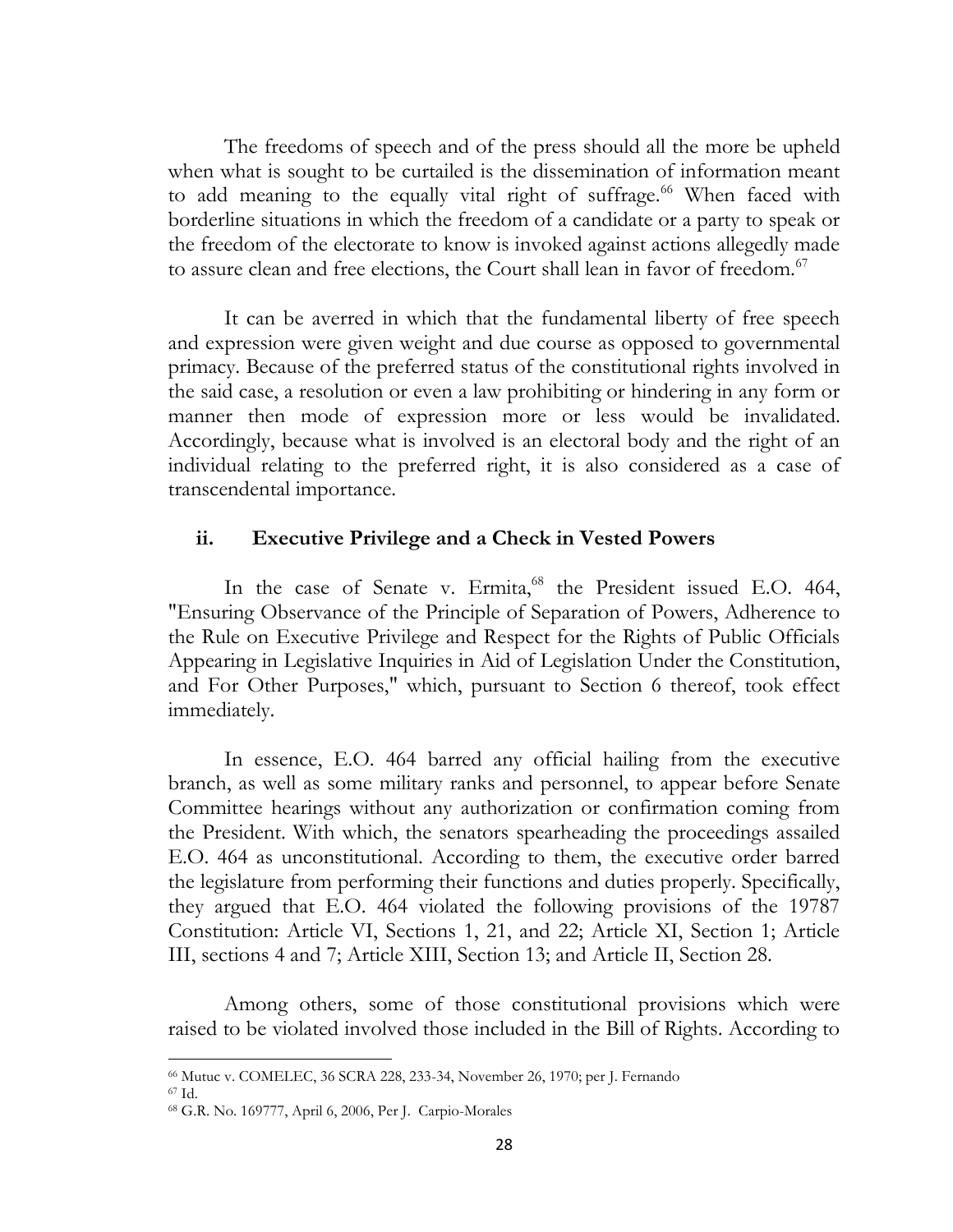The freedoms of speech and of the press should all the more be upheld when what is sought to be curtailed is the dissemination of information meant to add meaning to the equally vital right of suffrage.[66] When faced with borderline situations in which the freedom of a candidate or a party to speak or the freedom of the electorate to know is invoked against actions allegedly made to assure clean and free elections, the Court shall lean in favor of freedom.[67]

It can be averred in which that the fundamental liberty of free speech and expression were given weight and due course as opposed to governmental primacy. Because of the preferred status of the constitutional rights involved in the said case, a resolution or even a law prohibiting or hindering in any form or manner then mode of expression more or less would be invalidated. Accordingly, because what is involved is an electoral body and the right of an individual relating to the preferred right, it is also considered as a case of transcendental importance.

### ii. Executive Privilege and a Check in Vested Powers

In the case of Senate v. Ermita,[68] the President issued E.O. 464, "Ensuring Observance of the Principle of Separation of Powers, Adherence to the Rule on Executive Privilege and Respect for the Rights of Public Officials Appearing in Legislative Inquiries in Aid of Legislation Under the Constitution, and For Other Purposes," which, pursuant to Section 6 thereof, took effect immediately.

In essence, E.O. 464 barred any official hailing from the executive branch, as well as some military ranks and personnel, to appear before Senate Committee hearings without any authorization or confirmation coming from the President. With which, the senators spearheading the proceedings assailed E.O. 464 as unconstitutional. According to them, the executive order barred the legislature from performing their functions and duties properly. Specifically, they argued that E.O. 464 violated the following provisions of the 19787 Constitution: Article VI, Sections 1, 21, and 22; Article XI, Section 1; Article III, sections 4 and 7; Article XIII, Section 13; and Article II, Section 28.

Among others, some of those constitutional provisions which were raised to be violated involved those included in the Bill of Rights. According to

---

[66] Mutuc v. COMELEC, 36 SCRA 228, 233-34, November 26, 1970; per J. Fernando

[67] Id.

[68] G.R. No. 169777, April 6, 2006, Per J. Carpio-Morales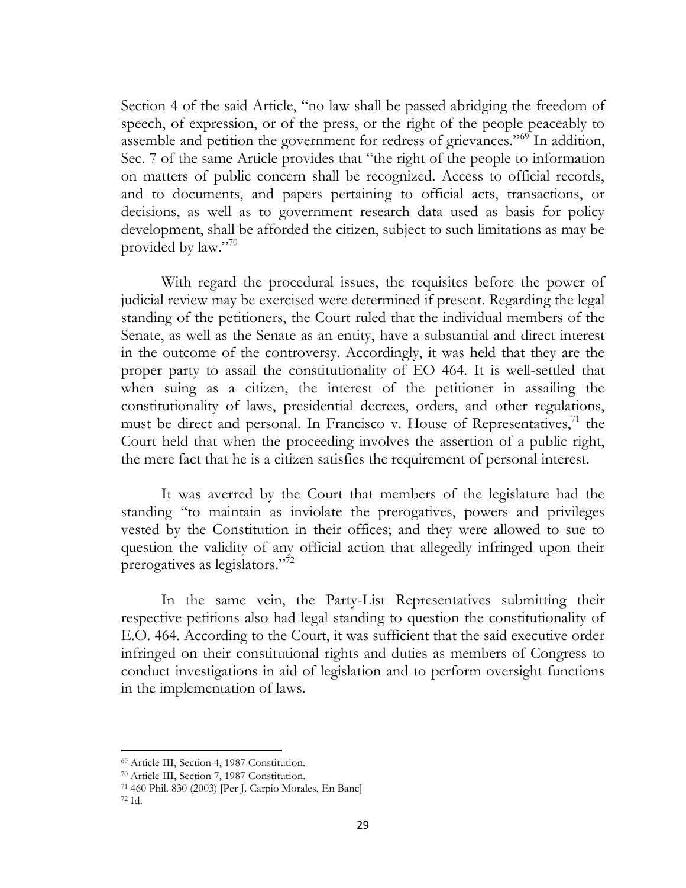Section 4 of the said Article, "no law shall be passed abridging the freedom of speech, of expression, or of the press, or the right of the people peaceably to assemble and petition the government for redress of grievances."[69] In addition, Sec. 7 of the same Article provides that "the right of the people to information on matters of public concern shall be recognized. Access to official records, and to documents, and papers pertaining to official acts, transactions, or decisions, as well as to government research data used as basis for policy development, shall be afforded the citizen, subject to such limitations as may be provided by law."[70]

With regard the procedural issues, the requisites before the power of judicial review may be exercised were determined if present. Regarding the legal standing of the petitioners, the Court ruled that the individual members of the Senate, as well as the Senate as an entity, have a substantial and direct interest in the outcome of the controversy. Accordingly, it was held that they are the proper party to assail the constitutionality of EO 464. It is well-settled that when suing as a citizen, the interest of the petitioner in assailing the constitutionality of laws, presidential decrees, orders, and other regulations, must be direct and personal. In Francisco v. House of Representatives,[71] the Court held that when the proceeding involves the assertion of a public right, the mere fact that he is a citizen satisfies the requirement of personal interest.

It was averred by the Court that members of the legislature had the standing "to maintain as inviolate the prerogatives, powers and privileges vested by the Constitution in their offices; and they were allowed to sue to question the validity of any official action that allegedly infringed upon their prerogatives as legislators."[72]

In the same vein, the Party-List Representatives submitting their respective petitions also had legal standing to question the constitutionality of E.O. 464. According to the Court, it was sufficient that the said executive order infringed on their constitutional rights and duties as members of Congress to conduct investigations in aid of legislation and to perform oversight functions in the implementation of laws.

---

[69] Article III, Section 4, 1987 Constitution.

[70] Article III, Section 7, 1987 Constitution.

[71] 460 Phil. 830 (2003) [Per J. Carpio Morales, En Banc]

[72] Id.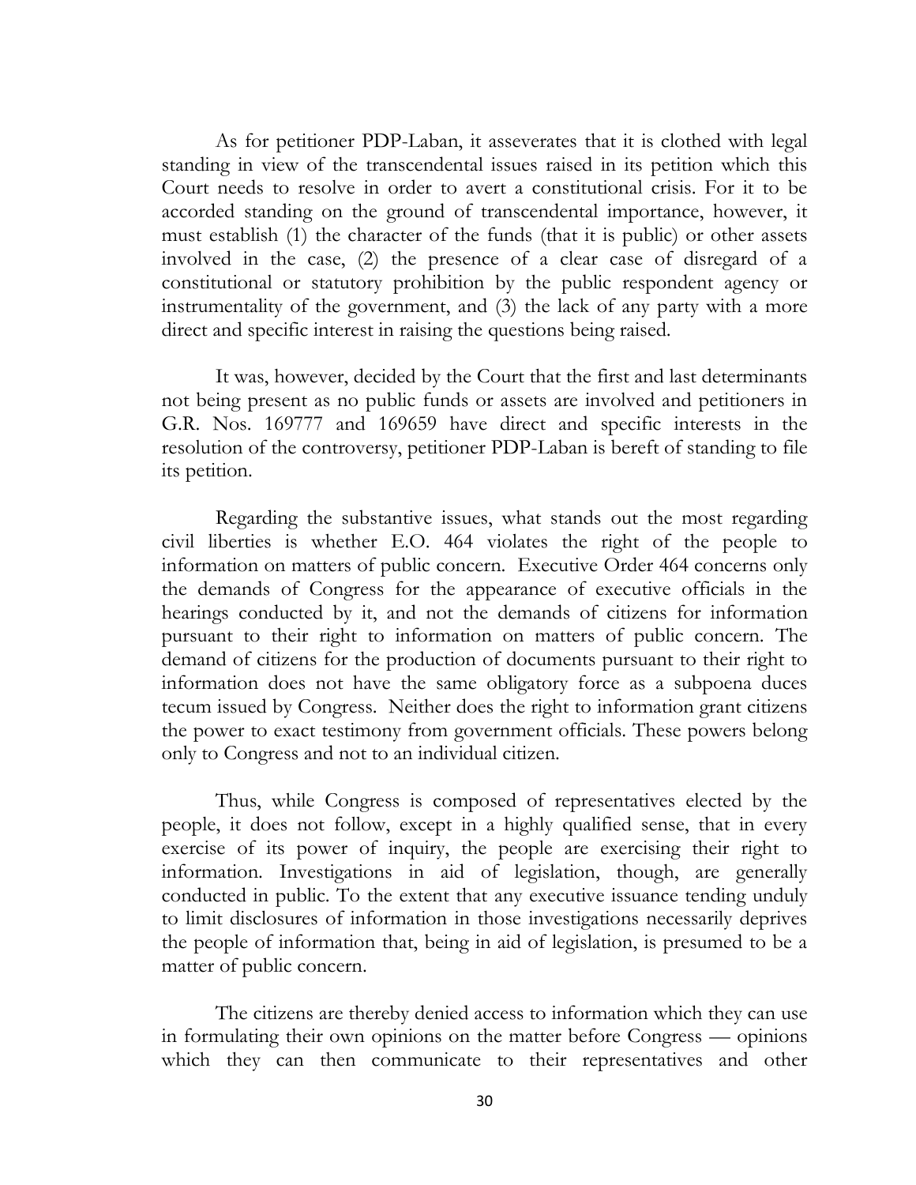As for petitioner PDP-Laban, it asseverates that it is clothed with legal standing in view of the transcendental issues raised in its petition which this Court needs to resolve in order to avert a constitutional crisis. For it to be accorded standing on the ground of transcendental importance, however, it must establish (1) the character of the funds (that it is public) or other assets involved in the case, (2) the presence of a clear case of disregard of a constitutional or statutory prohibition by the public respondent agency or instrumentality of the government, and (3) the lack of any party with a more direct and specific interest in raising the questions being raised.

It was, however, decided by the Court that the first and last determinants not being present as no public funds or assets are involved and petitioners in G.R. Nos. 169777 and 169659 have direct and specific interests in the resolution of the controversy, petitioner PDP-Laban is bereft of standing to file its petition.

Regarding the substantive issues, what stands out the most regarding civil liberties is whether E.O. 464 violates the right of the people to information on matters of public concern. Executive Order 464 concerns only the demands of Congress for the appearance of executive officials in the hearings conducted by it, and not the demands of citizens for information pursuant to their right to information on matters of public concern. The demand of citizens for the production of documents pursuant to their right to information does not have the same obligatory force as a subpoena duces tecum issued by Congress. Neither does the right to information grant citizens the power to exact testimony from government officials. These powers belong only to Congress and not to an individual citizen.

Thus, while Congress is composed of representatives elected by the people, it does not follow, except in a highly qualified sense, that in every exercise of its power of inquiry, the people are exercising their right to information. Investigations in aid of legislation, though, are generally conducted in public. To the extent that any executive issuance tending unduly to limit disclosures of information in those investigations necessarily deprives the people of information that, being in aid of legislation, is presumed to be a matter of public concern.

The citizens are thereby denied access to information which they can use in formulating their own opinions on the matter before Congress — opinions which they can then communicate to their representatives and other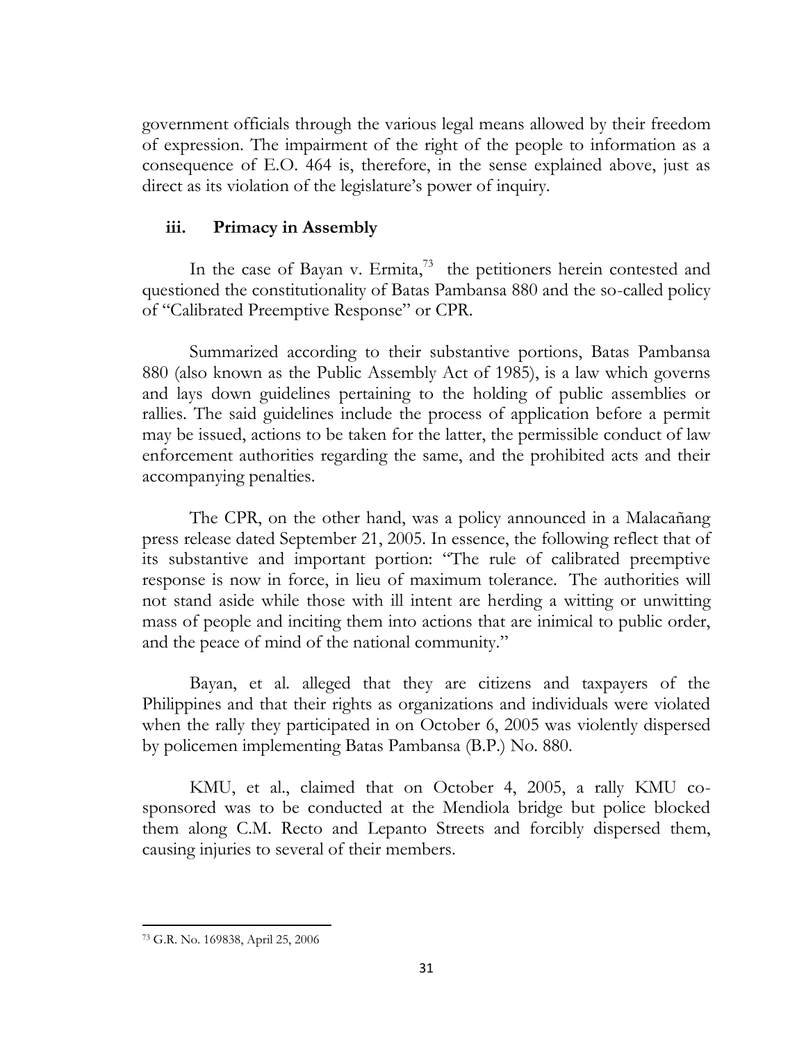government officials through the various legal means allowed by their freedom of expression. The impairment of the right of the people to information as a consequence of E.O. 464 is, therefore, in the sense explained above, just as direct as its violation of the legislature's power of inquiry.

### iii. Primacy in Assembly

In the case of Bayan v. Ermita,[73] the petitioners herein contested and questioned the constitutionality of Batas Pambansa 880 and the so-called policy of "Calibrated Preemptive Response" or CPR.

Summarized according to their substantive portions, Batas Pambansa 880 (also known as the Public Assembly Act of 1985), is a law which governs and lays down guidelines pertaining to the holding of public assemblies or rallies. The said guidelines include the process of application before a permit may be issued, actions to be taken for the latter, the permissible conduct of law enforcement authorities regarding the same, and the prohibited acts and their accompanying penalties.

The CPR, on the other hand, was a policy announced in a Malacañang press release dated September 21, 2005. In essence, the following reflect that of its substantive and important portion: "The rule of calibrated preemptive response is now in force, in lieu of maximum tolerance. The authorities will not stand aside while those with ill intent are herding a witting or unwitting mass of people and inciting them into actions that are inimical to public order, and the peace of mind of the national community."

Bayan, et al. alleged that they are citizens and taxpayers of the Philippines and that their rights as organizations and individuals were violated when the rally they participated in on October 6, 2005 was violently dispersed by policemen implementing Batas Pambansa (B.P.) No. 880.

KMU, et al., claimed that on October 4, 2005, a rally KMU co-sponsored was to be conducted at the Mendiola bridge but police blocked them along C.M. Recto and Lepanto Streets and forcibly dispersed them, causing injuries to several of their members.

---

[73] G.R. No. 169838, April 25, 2006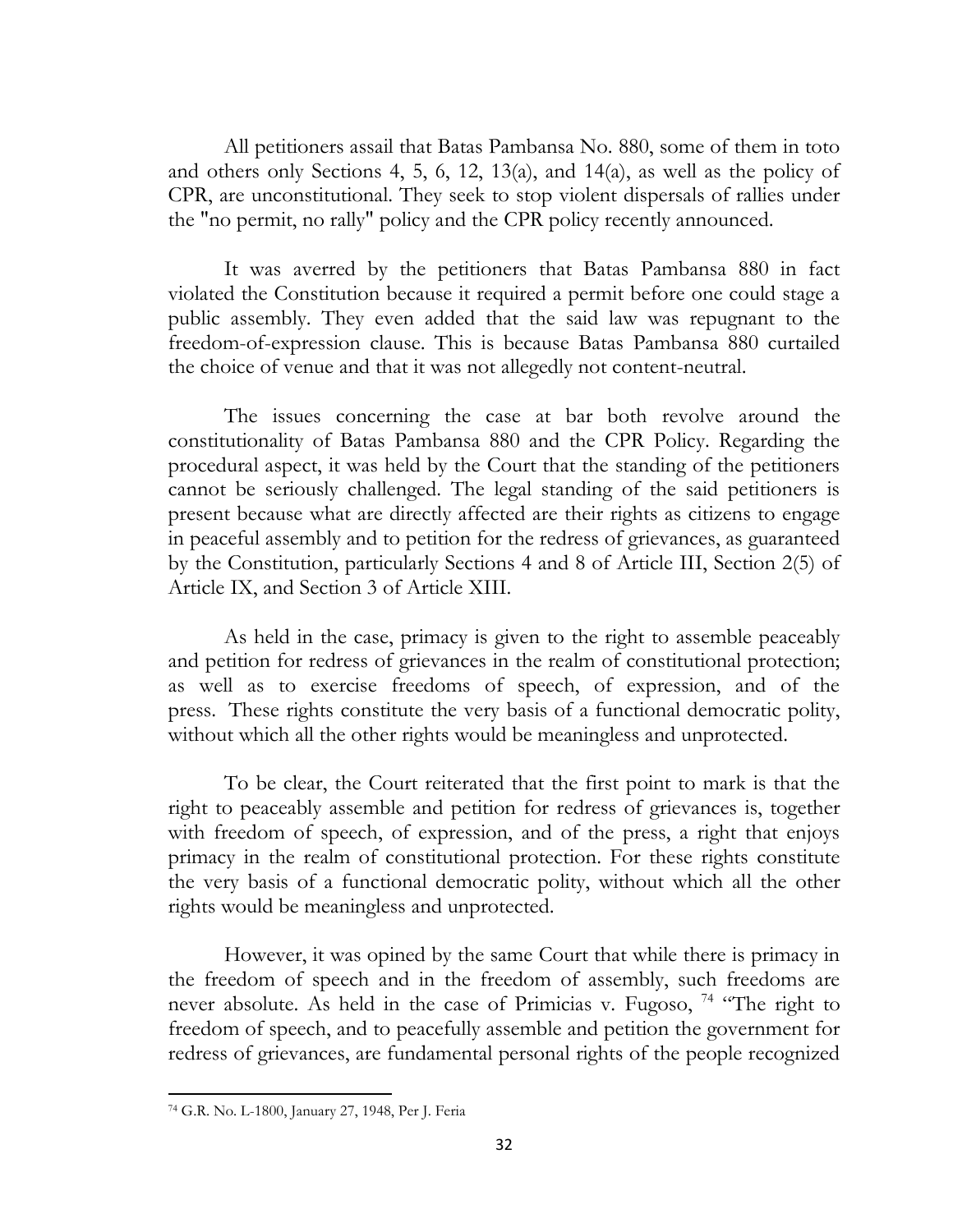All petitioners assail that Batas Pambansa No. 880, some of them in toto and others only Sections 4, 5, 6, 12, 13(a), and 14(a), as well as the policy of CPR, are unconstitutional. They seek to stop violent dispersals of rallies under the "no permit, no rally" policy and the CPR policy recently announced.

It was averred by the petitioners that Batas Pambansa 880 in fact violated the Constitution because it required a permit before one could stage a public assembly. They even added that the said law was repugnant to the freedom-of-expression clause. This is because Batas Pambansa 880 curtailed the choice of venue and that it was not allegedly not content-neutral.

The issues concerning the case at bar both revolve around the constitutionality of Batas Pambansa 880 and the CPR Policy. Regarding the procedural aspect, it was held by the Court that the standing of the petitioners cannot be seriously challenged. The legal standing of the said petitioners is present because what are directly affected are their rights as citizens to engage in peaceful assembly and to petition for the redress of grievances, as guaranteed by the Constitution, particularly Sections 4 and 8 of Article III, Section 2(5) of Article IX, and Section 3 of Article XIII.

As held in the case, primacy is given to the right to assemble peaceably and petition for redress of grievances in the realm of constitutional protection; as well as to exercise freedoms of speech, of expression, and of the press. These rights constitute the very basis of a functional democratic polity, without which all the other rights would be meaningless and unprotected.

To be clear, the Court reiterated that the first point to mark is that the right to peaceably assemble and petition for redress of grievances is, together with freedom of speech, of expression, and of the press, a right that enjoys primacy in the realm of constitutional protection. For these rights constitute the very basis of a functional democratic polity, without which all the other rights would be meaningless and unprotected.

However, it was opined by the same Court that while there is primacy in the freedom of speech and in the freedom of assembly, such freedoms are never absolute. As held in the case of Primicias v. Fugoso, [74] "The right to freedom of speech, and to peacefully assemble and petition the government for redress of grievances, are fundamental personal rights of the people recognized

---

[74] G.R. No. L-1800, January 27, 1948, Per J. Feria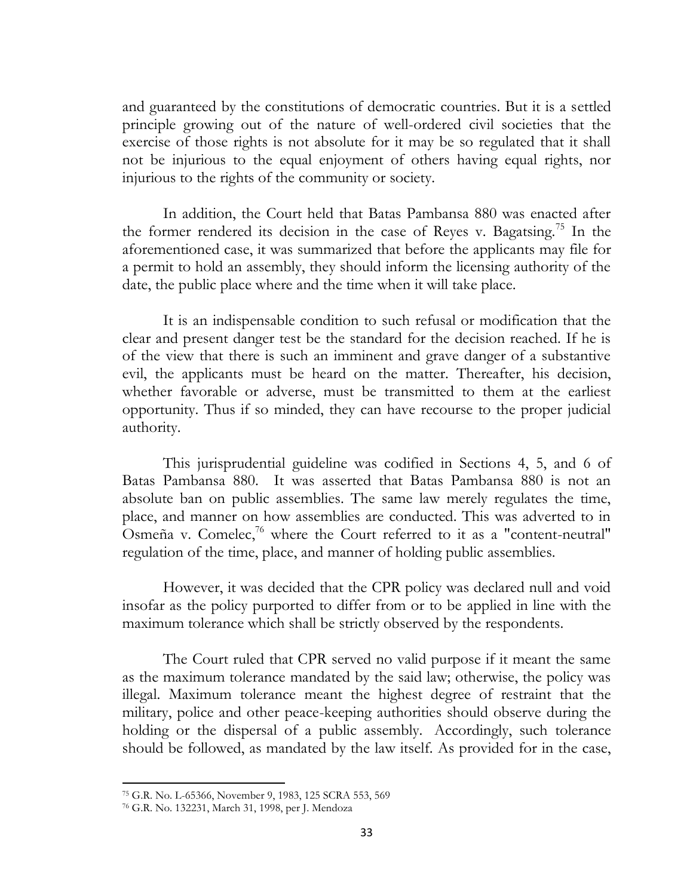and guaranteed by the constitutions of democratic countries. But it is a settled principle growing out of the nature of well-ordered civil societies that the exercise of those rights is not absolute for it may be so regulated that it shall not be injurious to the equal enjoyment of others having equal rights, nor injurious to the rights of the community or society.

In addition, the Court held that Batas Pambansa 880 was enacted after the former rendered its decision in the case of Reyes v. Bagatsing.[75] In the aforementioned case, it was summarized that before the applicants may file for a permit to hold an assembly, they should inform the licensing authority of the date, the public place where and the time when it will take place.

It is an indispensable condition to such refusal or modification that the clear and present danger test be the standard for the decision reached. If he is of the view that there is such an imminent and grave danger of a substantive evil, the applicants must be heard on the matter. Thereafter, his decision, whether favorable or adverse, must be transmitted to them at the earliest opportunity. Thus if so minded, they can have recourse to the proper judicial authority.

This jurisprudential guideline was codified in Sections 4, 5, and 6 of Batas Pambansa 880. It was asserted that Batas Pambansa 880 is not an absolute ban on public assemblies. The same law merely regulates the time, place, and manner on how assemblies are conducted. This was adverted to in Osmeña v. Comelec,[76] where the Court referred to it as a "content-neutral" regulation of the time, place, and manner of holding public assemblies.

However, it was decided that the CPR policy was declared null and void insofar as the policy purported to differ from or to be applied in line with the maximum tolerance which shall be strictly observed by the respondents.

The Court ruled that CPR served no valid purpose if it meant the same as the maximum tolerance mandated by the said law; otherwise, the policy was illegal. Maximum tolerance meant the highest degree of restraint that the military, police and other peace-keeping authorities should observe during the holding or the dispersal of a public assembly. Accordingly, such tolerance should be followed, as mandated by the law itself. As provided for in the case,

---

[75] G.R. No. L-65366, November 9, 1983, 125 SCRA 553, 569

[76] G.R. No. 132231, March 31, 1998, per J. Mendoza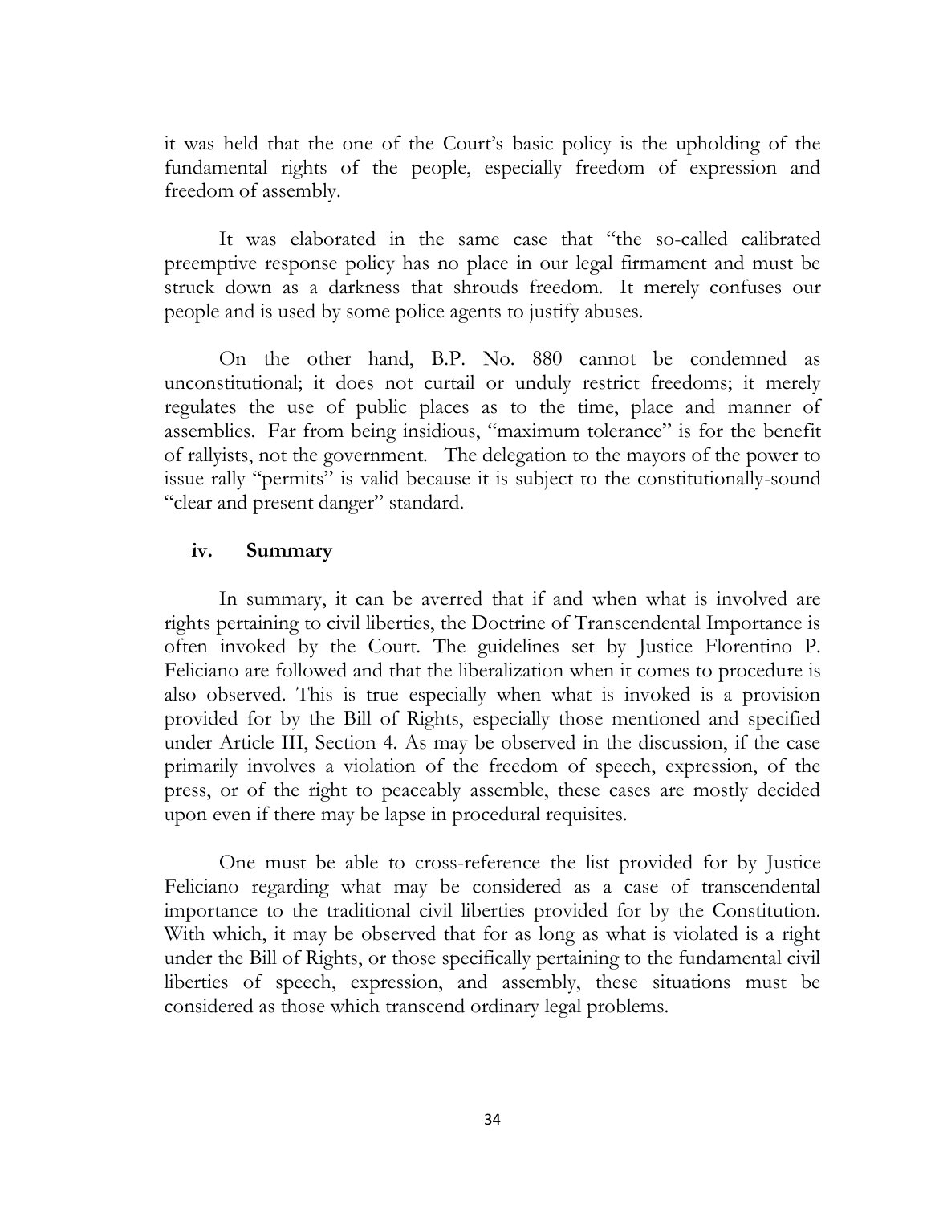it was held that the one of the Court's basic policy is the upholding of the fundamental rights of the people, especially freedom of expression and freedom of assembly.

It was elaborated in the same case that "the so-called calibrated preemptive response policy has no place in our legal firmament and must be struck down as a darkness that shrouds freedom. It merely confuses our people and is used by some police agents to justify abuses.

On the other hand, B.P. No. 880 cannot be condemned as unconstitutional; it does not curtail or unduly restrict freedoms; it merely regulates the use of public places as to the time, place and manner of assemblies. Far from being insidious, "maximum tolerance" is for the benefit of rallyists, not the government. The delegation to the mayors of the power to issue rally "permits" is valid because it is subject to the constitutionally-sound "clear and present danger" standard.

### iv. Summary

In summary, it can be averred that if and when what is involved are rights pertaining to civil liberties, the Doctrine of Transcendental Importance is often invoked by the Court. The guidelines set by Justice Florentino P. Feliciano are followed and that the liberalization when it comes to procedure is also observed. This is true especially when what is invoked is a provision provided for by the Bill of Rights, especially those mentioned and specified under Article III, Section 4. As may be observed in the discussion, if the case primarily involves a violation of the freedom of speech, expression, of the press, or of the right to peaceably assemble, these cases are mostly decided upon even if there may be lapse in procedural requisites.

One must be able to cross-reference the list provided for by Justice Feliciano regarding what may be considered as a case of transcendental importance to the traditional civil liberties provided for by the Constitution. With which, it may be observed that for as long as what is violated is a right under the Bill of Rights, or those specifically pertaining to the fundamental civil liberties of speech, expression, and assembly, these situations must be considered as those which transcend ordinary legal problems.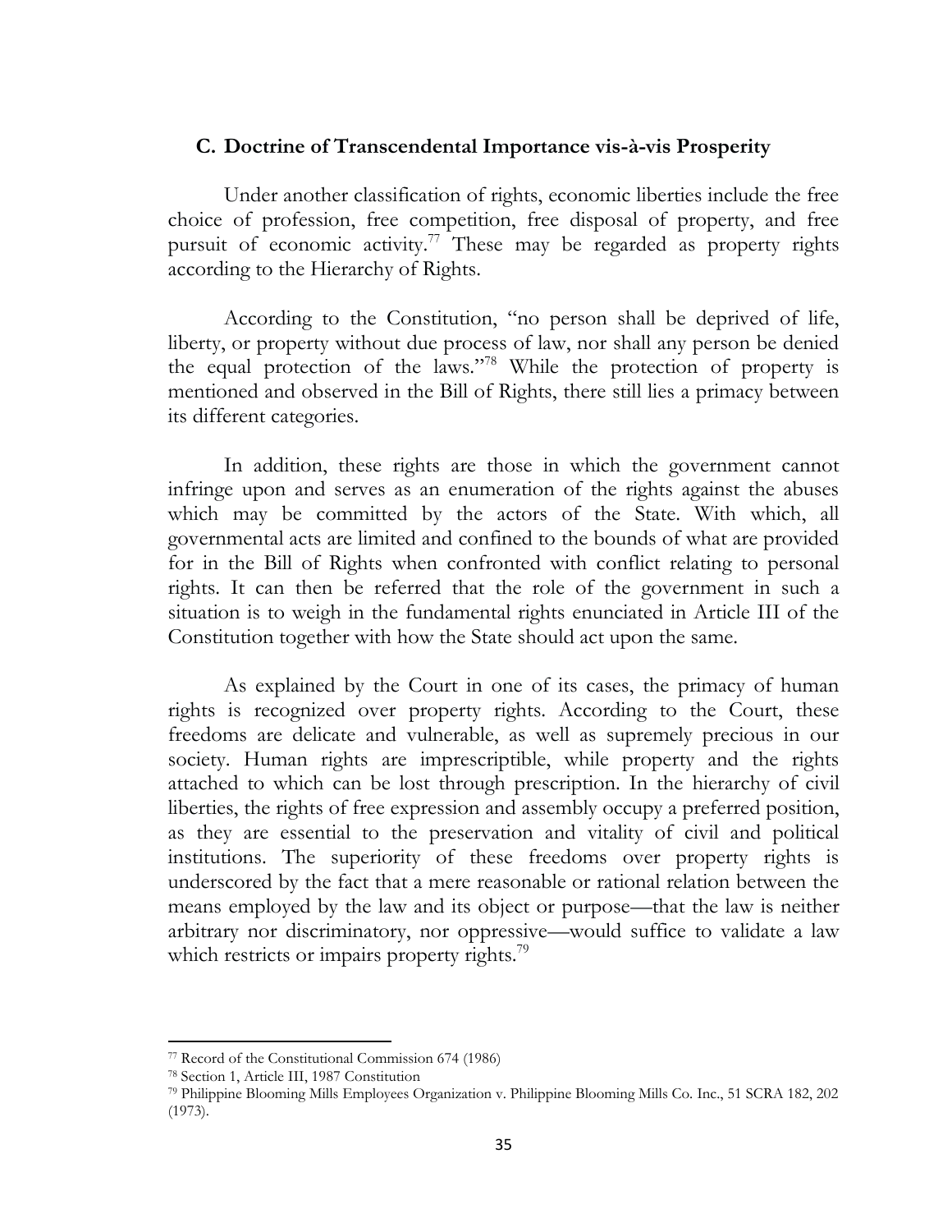### C. Doctrine of Transcendental Importance vis-à-vis Prosperity

Under another classification of rights, economic liberties include the free choice of profession, free competition, free disposal of property, and free pursuit of economic activity.[77] These may be regarded as property rights according to the Hierarchy of Rights.

According to the Constitution, "no person shall be deprived of life, liberty, or property without due process of law, nor shall any person be denied the equal protection of the laws."[78] While the protection of property is mentioned and observed in the Bill of Rights, there still lies a primacy between its different categories.

In addition, these rights are those in which the government cannot infringe upon and serves as an enumeration of the rights against the abuses which may be committed by the actors of the State. With which, all governmental acts are limited and confined to the bounds of what are provided for in the Bill of Rights when confronted with conflict relating to personal rights. It can then be referred that the role of the government in such a situation is to weigh in the fundamental rights enunciated in Article III of the Constitution together with how the State should act upon the same.

As explained by the Court in one of its cases, the primacy of human rights is recognized over property rights. According to the Court, these freedoms are delicate and vulnerable, as well as supremely precious in our society. Human rights are imprescriptible, while property and the rights attached to which can be lost through prescription. In the hierarchy of civil liberties, the rights of free expression and assembly occupy a preferred position, as they are essential to the preservation and vitality of civil and political institutions. The superiority of these freedoms over property rights is underscored by the fact that a mere reasonable or rational relation between the means employed by the law and its object or purpose—that the law is neither arbitrary nor discriminatory, nor oppressive—would suffice to validate a law which restricts or impairs property rights.[79]

---

[77] Record of the Constitutional Commission 674 (1986)

[78] Section 1, Article III, 1987 Constitution

[79] Philippine Blooming Mills Employees Organization v. Philippine Blooming Mills Co. Inc., 51 SCRA 182, 202 (1973).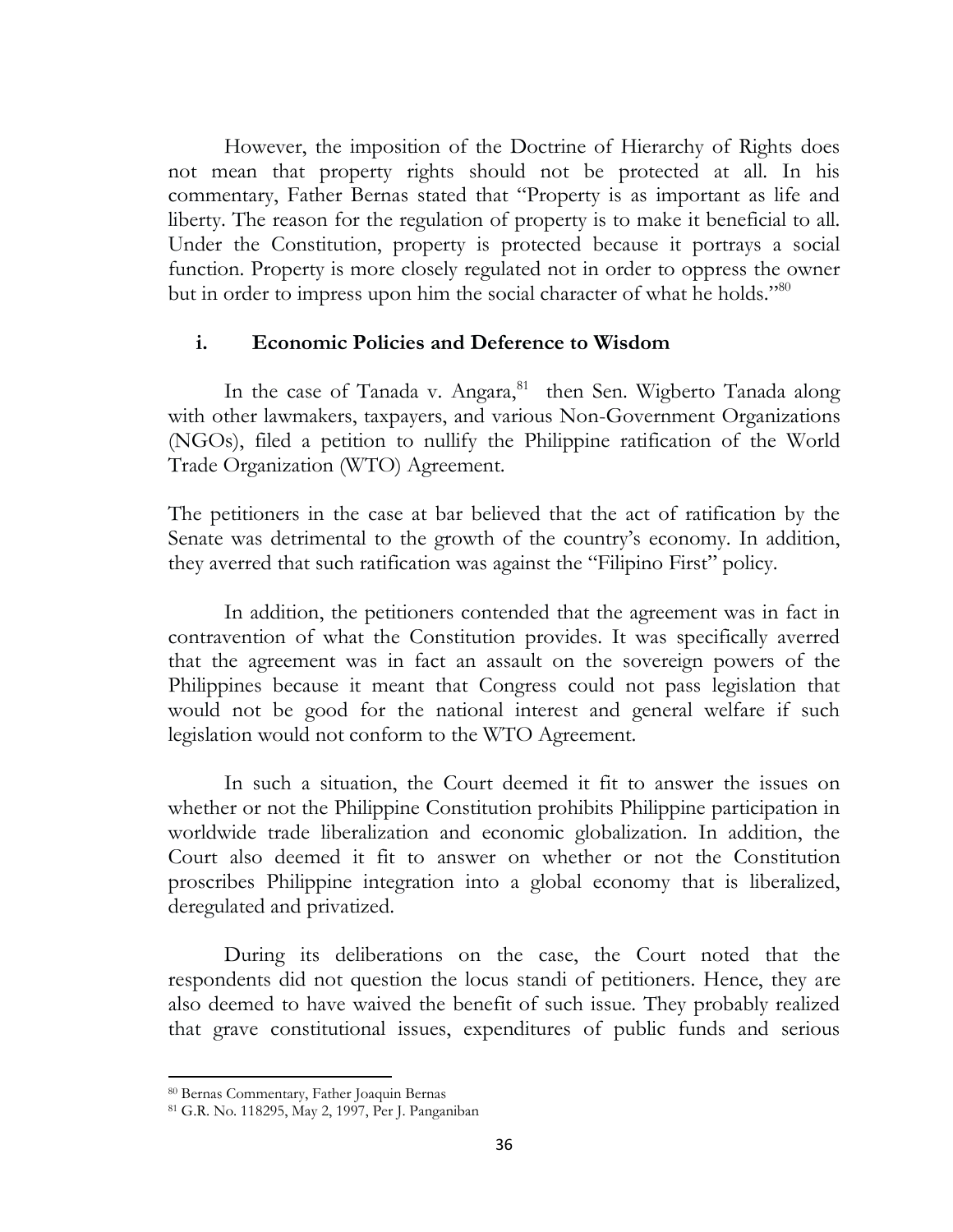However, the imposition of the Doctrine of Hierarchy of Rights does not mean that property rights should not be protected at all. In his commentary, Father Bernas stated that "Property is as important as life and liberty. The reason for the regulation of property is to make it beneficial to all. Under the Constitution, property is protected because it portrays a social function. Property is more closely regulated not in order to oppress the owner but in order to impress upon him the social character of what he holds."[80]

### i. Economic Policies and Deference to Wisdom

In the case of Tanada v. Angara,[81] then Sen. Wigberto Tanada along with other lawmakers, taxpayers, and various Non-Government Organizations (NGOs), filed a petition to nullify the Philippine ratification of the World Trade Organization (WTO) Agreement.

The petitioners in the case at bar believed that the act of ratification by the Senate was detrimental to the growth of the country's economy. In addition, they averred that such ratification was against the "Filipino First" policy.

In addition, the petitioners contended that the agreement was in fact in contravention of what the Constitution provides. It was specifically averred that the agreement was in fact an assault on the sovereign powers of the Philippines because it meant that Congress could not pass legislation that would not be good for the national interest and general welfare if such legislation would not conform to the WTO Agreement.

In such a situation, the Court deemed it fit to answer the issues on whether or not the Philippine Constitution prohibits Philippine participation in worldwide trade liberalization and economic globalization. In addition, the Court also deemed it fit to answer on whether or not the Constitution proscribes Philippine integration into a global economy that is liberalized, deregulated and privatized.

During its deliberations on the case, the Court noted that the respondents did not question the locus standi of petitioners. Hence, they are also deemed to have waived the benefit of such issue. They probably realized that grave constitutional issues, expenditures of public funds and serious

---

[80] Bernas Commentary, Father Joaquin Bernas

[81] G.R. No. 118295, May 2, 1997, Per J. Panganiban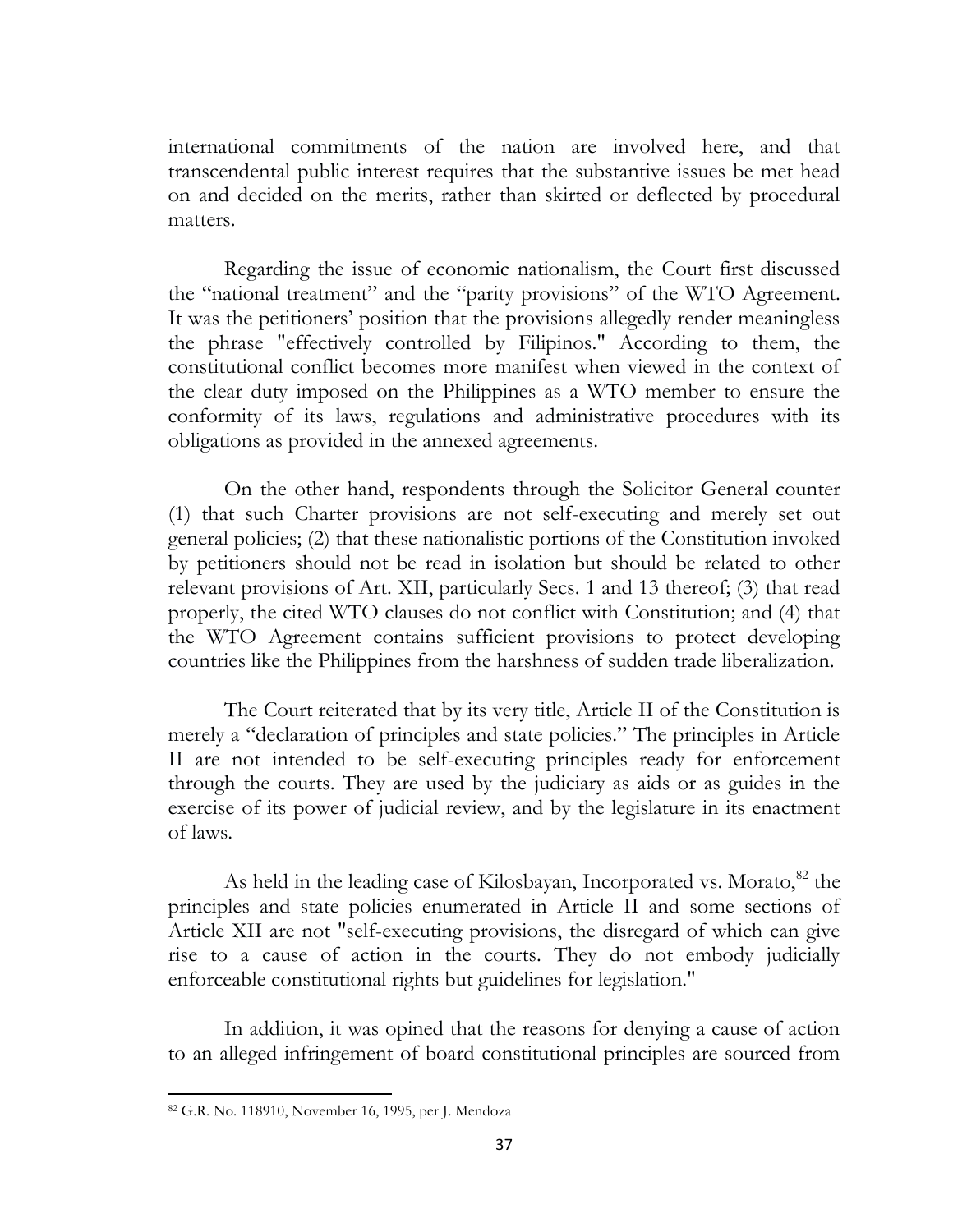international commitments of the nation are involved here, and that transcendental public interest requires that the substantive issues be met head on and decided on the merits, rather than skirted or deflected by procedural matters.

Regarding the issue of economic nationalism, the Court first discussed the "national treatment" and the "parity provisions" of the WTO Agreement. It was the petitioners' position that the provisions allegedly render meaningless the phrase "effectively controlled by Filipinos." According to them, the constitutional conflict becomes more manifest when viewed in the context of the clear duty imposed on the Philippines as a WTO member to ensure the conformity of its laws, regulations and administrative procedures with its obligations as provided in the annexed agreements.

On the other hand, respondents through the Solicitor General counter (1) that such Charter provisions are not self-executing and merely set out general policies; (2) that these nationalistic portions of the Constitution invoked by petitioners should not be read in isolation but should be related to other relevant provisions of Art. XII, particularly Secs. 1 and 13 thereof; (3) that read properly, the cited WTO clauses do not conflict with Constitution; and (4) that the WTO Agreement contains sufficient provisions to protect developing countries like the Philippines from the harshness of sudden trade liberalization.

The Court reiterated that by its very title, Article II of the Constitution is merely a "declaration of principles and state policies." The principles in Article II are not intended to be self-executing principles ready for enforcement through the courts. They are used by the judiciary as aids or as guides in the exercise of its power of judicial review, and by the legislature in its enactment of laws.

As held in the leading case of Kilosbayan, Incorporated vs. Morato,[82] the principles and state policies enumerated in Article II and some sections of Article XII are not "self-executing provisions, the disregard of which can give rise to a cause of action in the courts. They do not embody judicially enforceable constitutional rights but guidelines for legislation."

In addition, it was opined that the reasons for denying a cause of action to an alleged infringement of board constitutional principles are sourced from

---

[82] G.R. No. 118910, November 16, 1995, per J. Mendoza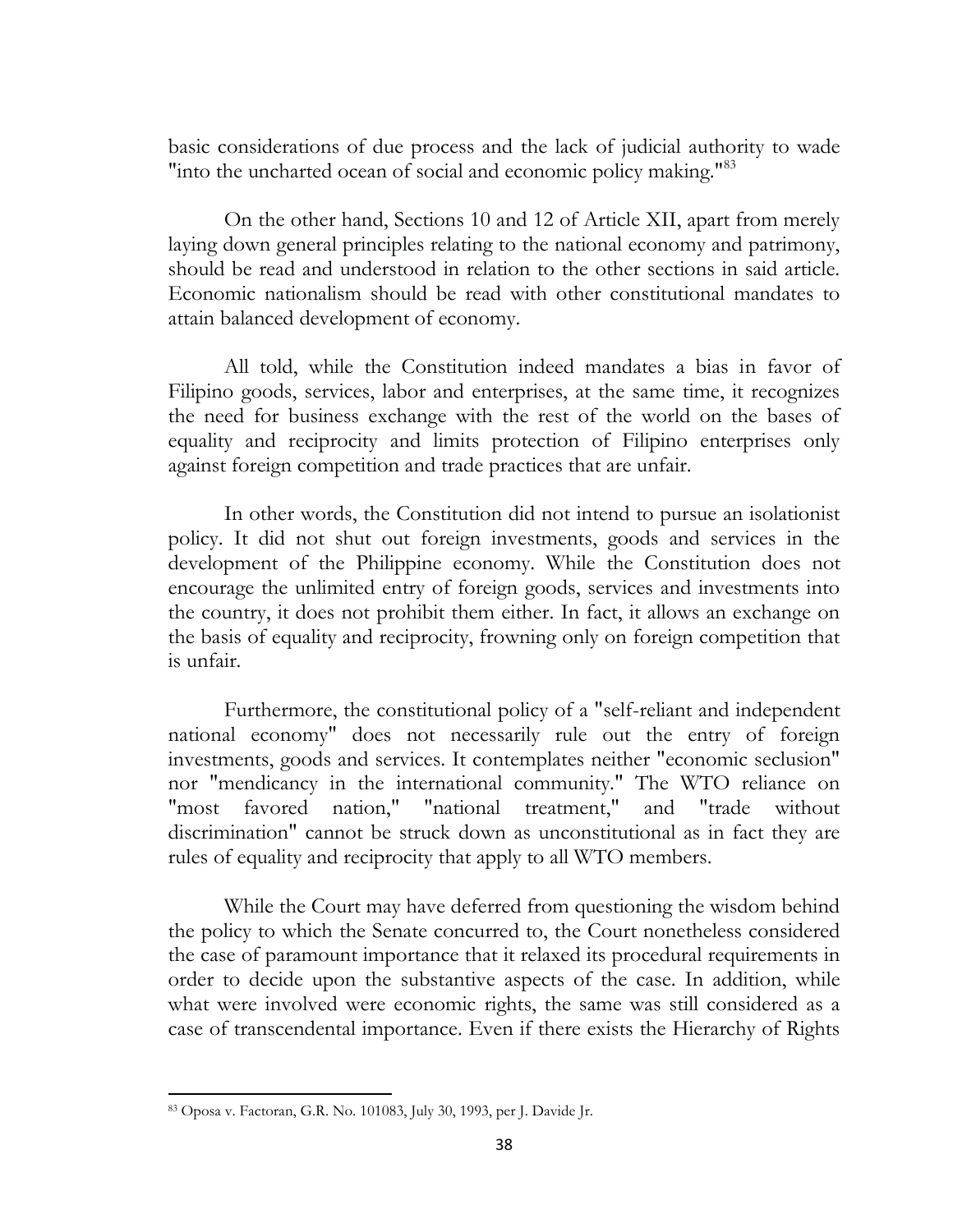basic considerations of due process and the lack of judicial authority to wade "into the uncharted ocean of social and economic policy making."[83]

On the other hand, Sections 10 and 12 of Article XII, apart from merely laying down general principles relating to the national economy and patrimony, should be read and understood in relation to the other sections in said article. Economic nationalism should be read with other constitutional mandates to attain balanced development of economy.

All told, while the Constitution indeed mandates a bias in favor of Filipino goods, services, labor and enterprises, at the same time, it recognizes the need for business exchange with the rest of the world on the bases of equality and reciprocity and limits protection of Filipino enterprises only against foreign competition and trade practices that are unfair.

In other words, the Constitution did not intend to pursue an isolationist policy. It did not shut out foreign investments, goods and services in the development of the Philippine economy. While the Constitution does not encourage the unlimited entry of foreign goods, services and investments into the country, it does not prohibit them either. In fact, it allows an exchange on the basis of equality and reciprocity, frowning only on foreign competition that is unfair.

Furthermore, the constitutional policy of a "self-reliant and independent national economy" does not necessarily rule out the entry of foreign investments, goods and services. It contemplates neither "economic seclusion" nor "mendicancy in the international community." The WTO reliance on "most favored nation," "national treatment," and "trade without discrimination" cannot be struck down as unconstitutional as in fact they are rules of equality and reciprocity that apply to all WTO members.

While the Court may have deferred from questioning the wisdom behind the policy to which the Senate concurred to, the Court nonetheless considered the case of paramount importance that it relaxed its procedural requirements in order to decide upon the substantive aspects of the case. In addition, while what were involved were economic rights, the same was still considered as a case of transcendental importance. Even if there exists the Hierarchy of Rights

---

[83] Oposa v. Factoran, G.R. No. 101083, July 30, 1993, per J. Davide Jr.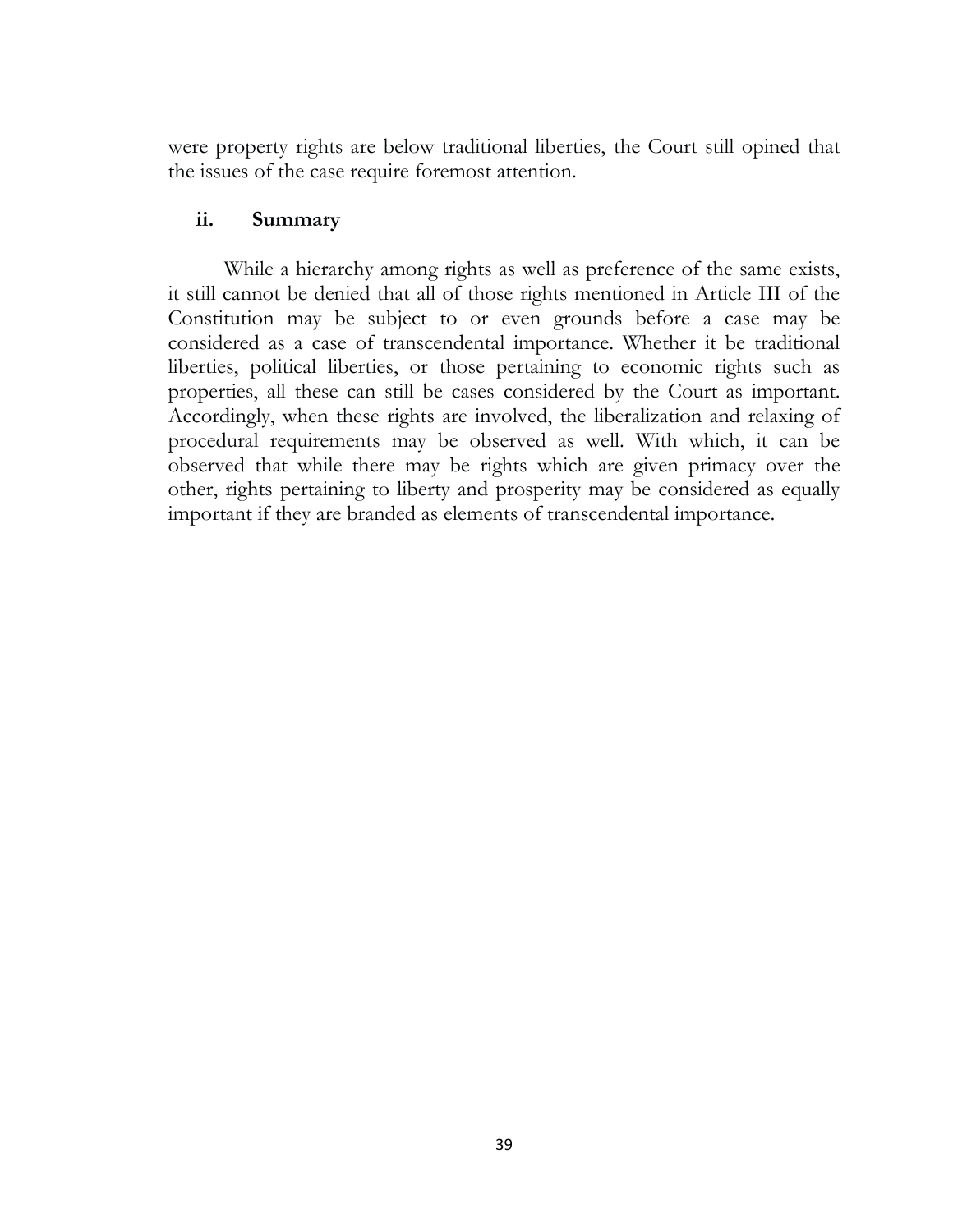were property rights are below traditional liberties, the Court still opined that the issues of the case require foremost attention.

### ii. Summary

While a hierarchy among rights as well as preference of the same exists, it still cannot be denied that all of those rights mentioned in Article III of the Constitution may be subject to or even grounds before a case may be considered as a case of transcendental importance. Whether it be traditional liberties, political liberties, or those pertaining to economic rights such as properties, all these can still be cases considered by the Court as important. Accordingly, when these rights are involved, the liberalization and relaxing of procedural requirements may be observed as well. With which, it can be observed that while there may be rights which are given primacy over the other, rights pertaining to liberty and prosperity may be considered as equally important if they are branded as elements of transcendental importance.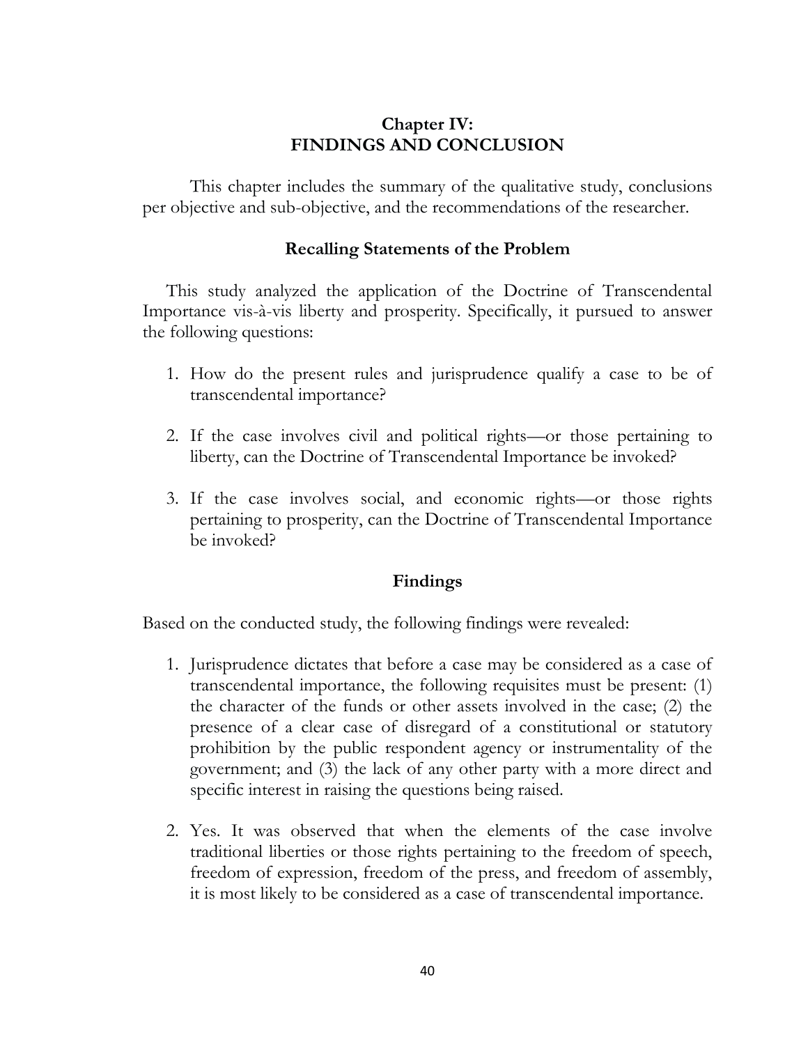## Chapter IV:
## FINDINGS AND CONCLUSION

This chapter includes the summary of the qualitative study, conclusions per objective and sub-objective, and the recommendations of the researcher.

### Recalling Statements of the Problem

This study analyzed the application of the Doctrine of Transcendental Importance vis-à-vis liberty and prosperity. Specifically, it pursued to answer the following questions:

1. How do the present rules and jurisprudence qualify a case to be of transcendental importance?

2. If the case involves civil and political rights—or those pertaining to liberty, can the Doctrine of Transcendental Importance be invoked?

3. If the case involves social, and economic rights—or those rights pertaining to prosperity, can the Doctrine of Transcendental Importance be invoked?

### Findings

Based on the conducted study, the following findings were revealed:

1. Jurisprudence dictates that before a case may be considered as a case of transcendental importance, the following requisites must be present: (1) the character of the funds or other assets involved in the case; (2) the presence of a clear case of disregard of a constitutional or statutory prohibition by the public respondent agency or instrumentality of the government; and (3) the lack of any other party with a more direct and specific interest in raising the questions being raised.

2. Yes. It was observed that when the elements of the case involve traditional liberties or those rights pertaining to the freedom of speech, freedom of expression, freedom of the press, and freedom of assembly, it is most likely to be considered as a case of transcendental importance.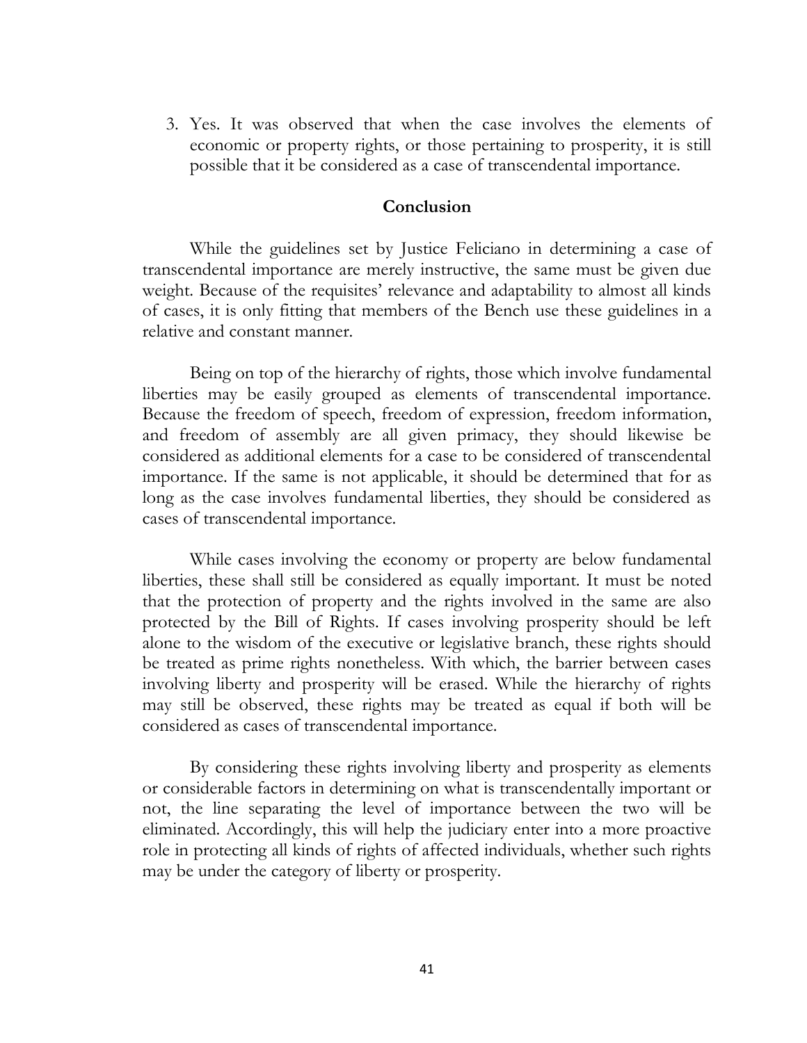3. Yes. It was observed that when the case involves the elements of economic or property rights, or those pertaining to prosperity, it is still possible that it be considered as a case of transcendental importance.

## Conclusion

While the guidelines set by Justice Feliciano in determining a case of transcendental importance are merely instructive, the same must be given due weight. Because of the requisites' relevance and adaptability to almost all kinds of cases, it is only fitting that members of the Bench use these guidelines in a relative and constant manner.

Being on top of the hierarchy of rights, those which involve fundamental liberties may be easily grouped as elements of transcendental importance. Because the freedom of speech, freedom of expression, freedom information, and freedom of assembly are all given primacy, they should likewise be considered as additional elements for a case to be considered of transcendental importance. If the same is not applicable, it should be determined that for as long as the case involves fundamental liberties, they should be considered as cases of transcendental importance.

While cases involving the economy or property are below fundamental liberties, these shall still be considered as equally important. It must be noted that the protection of property and the rights involved in the same are also protected by the Bill of Rights. If cases involving prosperity should be left alone to the wisdom of the executive or legislative branch, these rights should be treated as prime rights nonetheless. With which, the barrier between cases involving liberty and prosperity will be erased. While the hierarchy of rights may still be observed, these rights may be treated as equal if both will be considered as cases of transcendental importance.

By considering these rights involving liberty and prosperity as elements or considerable factors in determining on what is transcendentally important or not, the line separating the level of importance between the two will be eliminated. Accordingly, this will help the judiciary enter into a more proactive role in protecting all kinds of rights of affected individuals, whether such rights may be under the category of liberty or prosperity.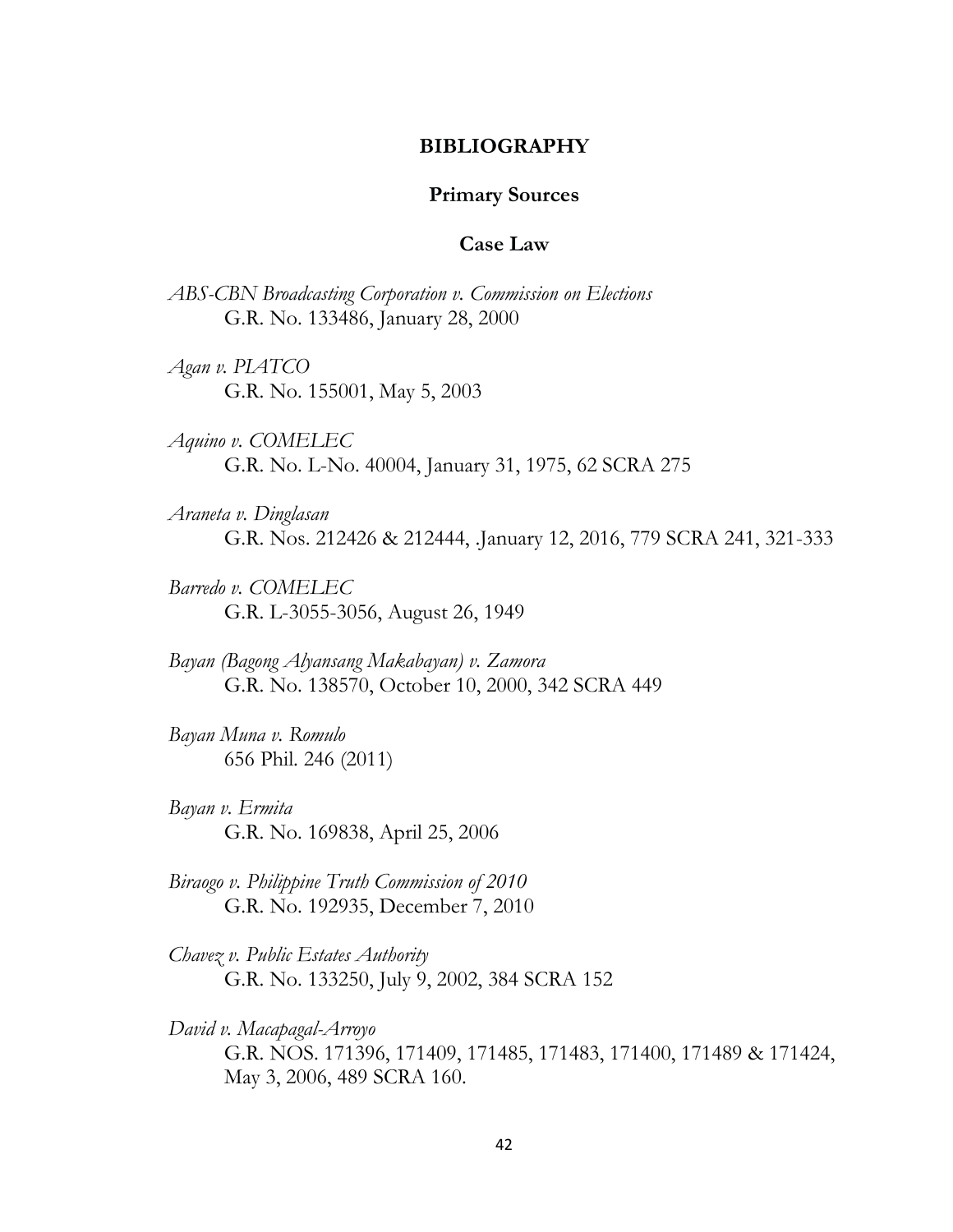# BIBLIOGRAPHY

## Primary Sources

### Case Law

*ABS-CBN Broadcasting Corporation v. Commission on Elections*
G.R. No. 133486, January 28, 2000

*Agan v. PIATCO*
G.R. No. 155001, May 5, 2003

*Aquino v. COMELEC*
G.R. No. L-No. 40004, January 31, 1975, 62 SCRA 275

*Araneta v. Dinglasan*
G.R. Nos. 212426 & 212444, .January 12, 2016, 779 SCRA 241, 321-333

*Barredo v. COMELEC*
G.R. L-3055-3056, August 26, 1949

*Bayan (Bagong Alyansang Makabayan) v. Zamora*
G.R. No. 138570, October 10, 2000, 342 SCRA 449

*Bayan Muna v. Romulo*
656 Phil. 246 (2011)

*Bayan v. Ermita*
G.R. No. 169838, April 25, 2006

*Biraogo v. Philippine Truth Commission of 2010*
G.R. No. 192935, December 7, 2010

*Chavez v. Public Estates Authority*
G.R. No. 133250, July 9, 2002, 384 SCRA 152

*David v. Macapagal-Arroyo*
G.R. NOS. 171396, 171409, 171485, 171483, 171400, 171489 & 171424, May 3, 2006, 489 SCRA 160.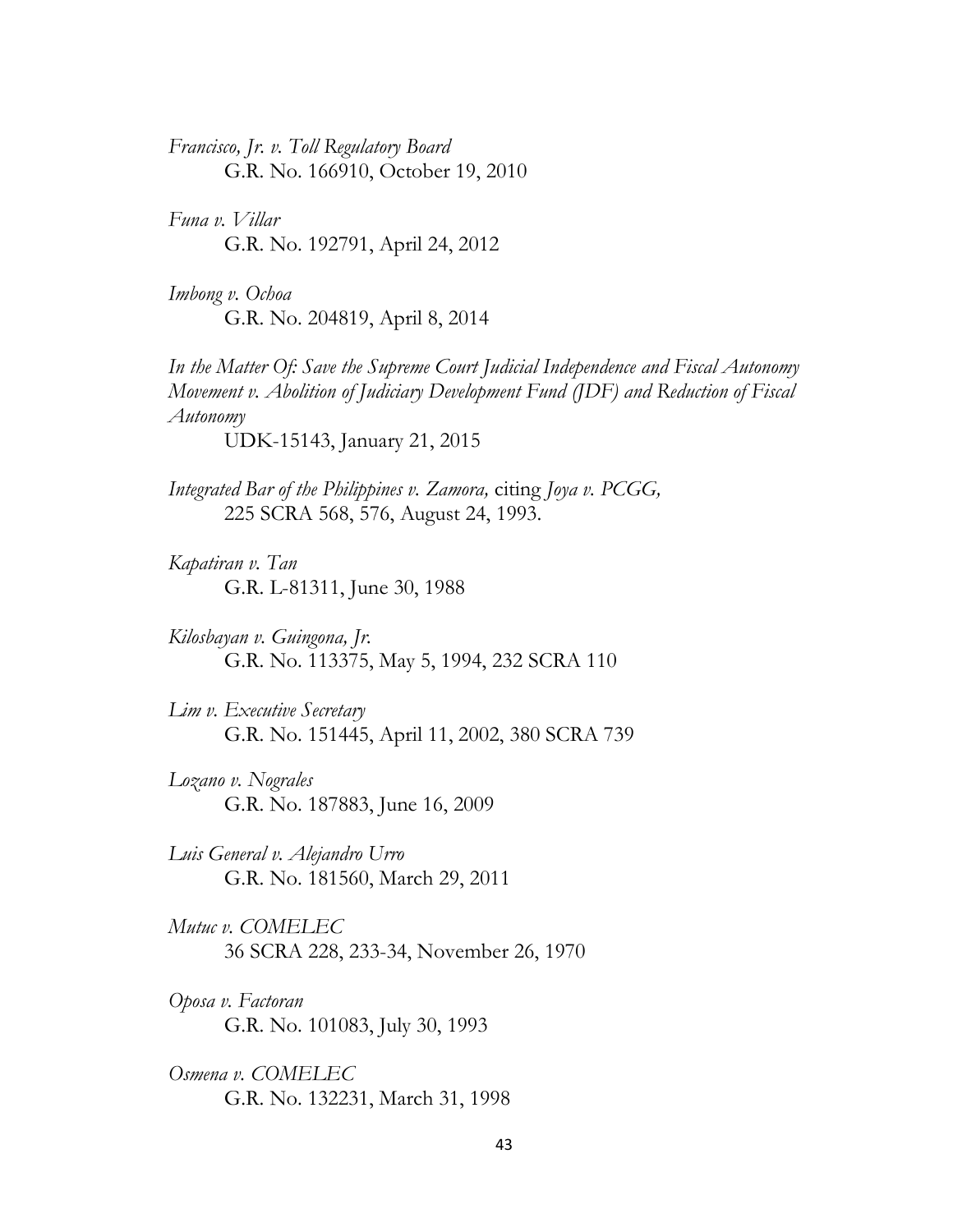*Francisco, Jr. v. Toll Regulatory Board*
G.R. No. 166910, October 19, 2010

*Funa v. Villar*
G.R. No. 192791, April 24, 2012

*Imbong v. Ochoa*
G.R. No. 204819, April 8, 2014

*In the Matter Of: Save the Supreme Court Judicial Independence and Fiscal Autonomy Movement v. Abolition of Judiciary Development Fund (JDF) and Reduction of Fiscal Autonomy*
UDK-15143, January 21, 2015

*Integrated Bar of the Philippines v. Zamora,* citing *Joya v. PCGG,*
225 SCRA 568, 576, August 24, 1993.

*Kapatiran v. Tan*
G.R. L-81311, June 30, 1988

*Kilosbayan v. Guingona, Jr.*
G.R. No. 113375, May 5, 1994, 232 SCRA 110

*Lim v. Executive Secretary*
G.R. No. 151445, April 11, 2002, 380 SCRA 739

*Lozano v. Nograles*
G.R. No. 187883, June 16, 2009

*Luis General v. Alejandro Urro*
G.R. No. 181560, March 29, 2011

*Mutuc v. COMELEC*
36 SCRA 228, 233-34, November 26, 1970

*Oposa v. Factoran*
G.R. No. 101083, July 30, 1993

*Osmena v. COMELEC*
G.R. No. 132231, March 31, 1998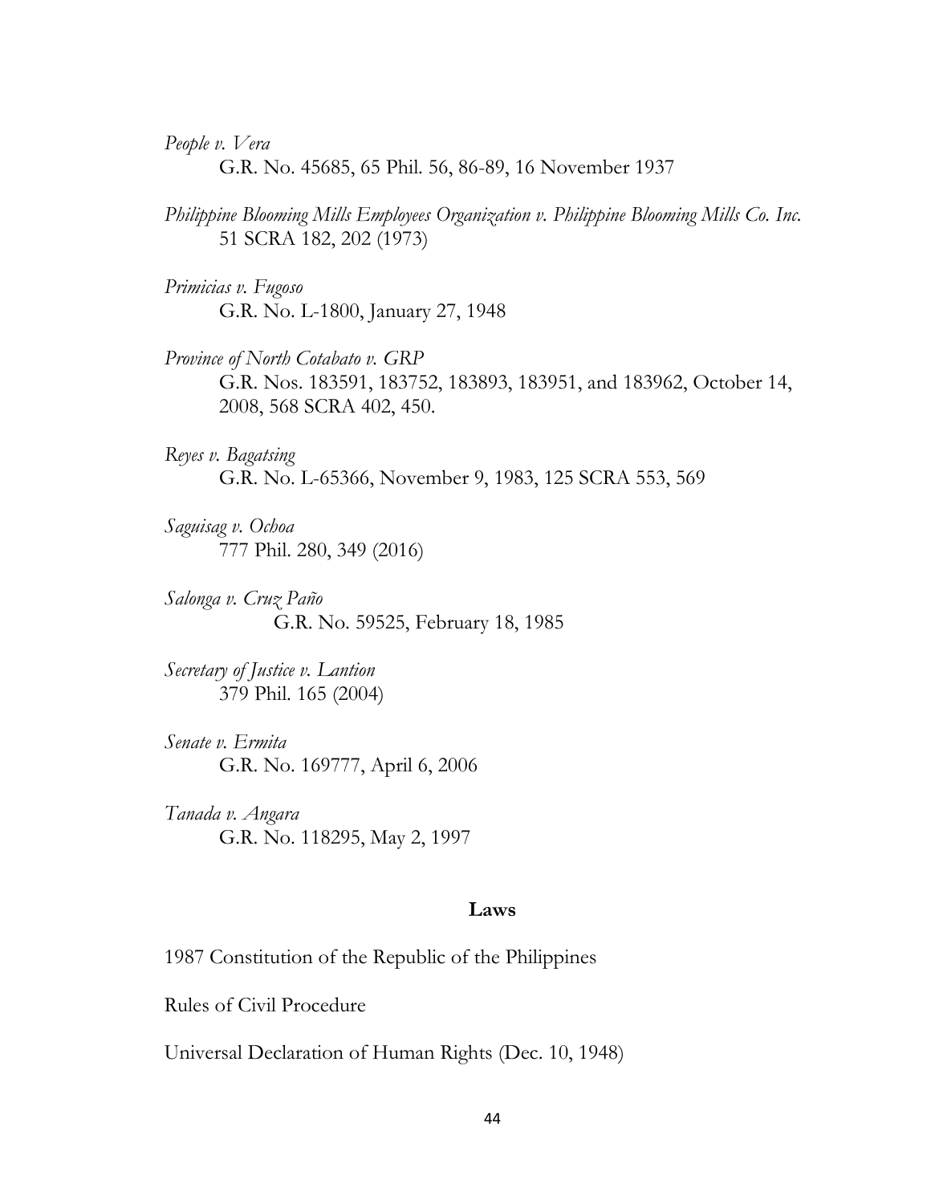*People v. Vera*
G.R. No. 45685, 65 Phil. 56, 86-89, 16 November 1937

*Philippine Blooming Mills Employees Organization v. Philippine Blooming Mills Co. Inc.*
51 SCRA 182, 202 (1973)

*Primicias v. Fugoso*
G.R. No. L-1800, January 27, 1948

*Province of North Cotabato v. GRP*
G.R. Nos. 183591, 183752, 183893, 183951, and 183962, October 14, 2008, 568 SCRA 402, 450.

*Reyes v. Bagatsing*
G.R. No. L-65366, November 9, 1983, 125 SCRA 553, 569

*Saguisag v. Ochoa*
777 Phil. 280, 349 (2016)

*Salonga v. Cruz Paño*
G.R. No. 59525, February 18, 1985

*Secretary of Justice v. Lantion*
379 Phil. 165 (2004)

*Senate v. Ermita*
G.R. No. 169777, April 6, 2006

*Tanada v. Angara*
G.R. No. 118295, May 2, 1997

**Laws**

1987 Constitution of the Republic of the Philippines

Rules of Civil Procedure

Universal Declaration of Human Rights (Dec. 10, 1948)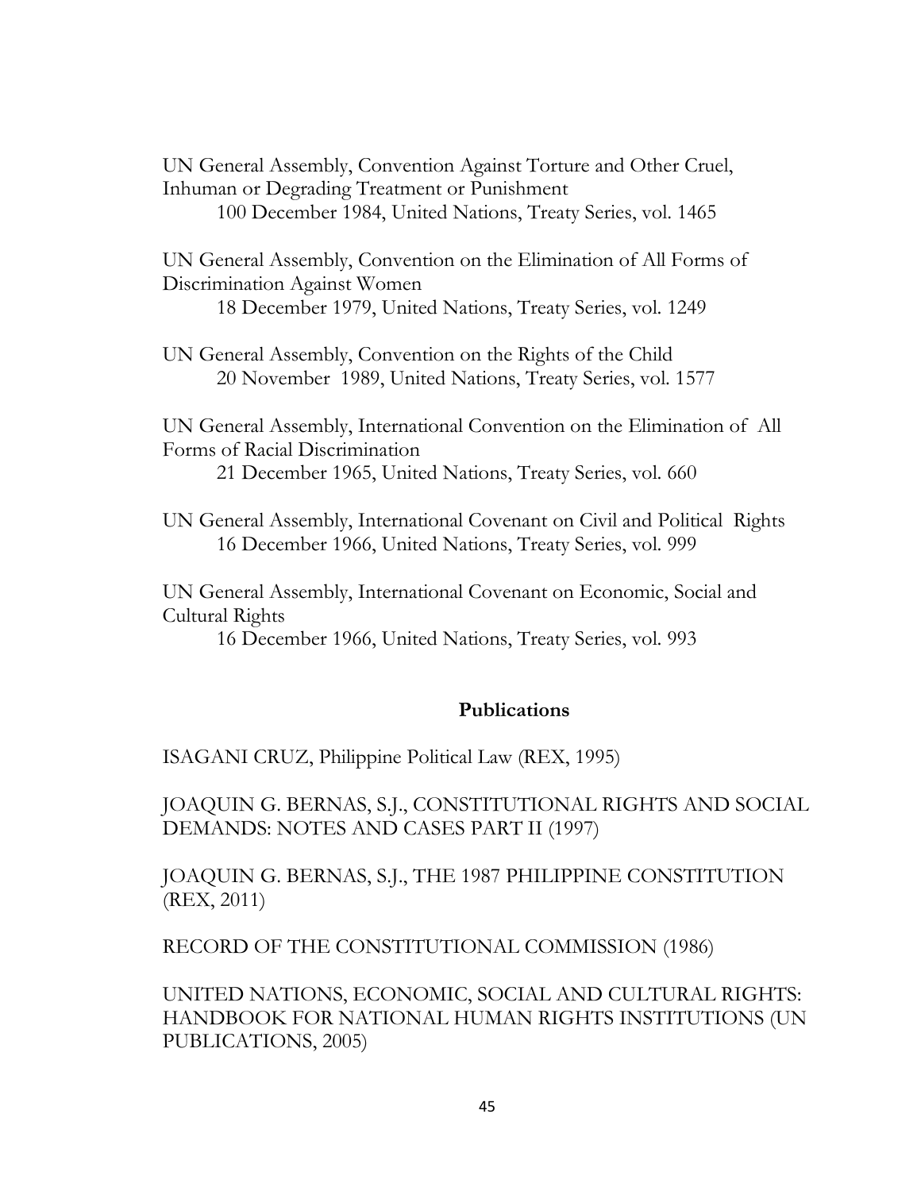UN General Assembly, Convention Against Torture and Other Cruel, Inhuman or Degrading Treatment or Punishment
100 December 1984, United Nations, Treaty Series, vol. 1465

UN General Assembly, Convention on the Elimination of All Forms of Discrimination Against Women
18 December 1979, United Nations, Treaty Series, vol. 1249

UN General Assembly, Convention on the Rights of the Child
20 November 1989, United Nations, Treaty Series, vol. 1577

UN General Assembly, International Convention on the Elimination of All Forms of Racial Discrimination
21 December 1965, United Nations, Treaty Series, vol. 660

UN General Assembly, International Covenant on Civil and Political Rights
16 December 1966, United Nations, Treaty Series, vol. 999

UN General Assembly, International Covenant on Economic, Social and Cultural Rights
16 December 1966, United Nations, Treaty Series, vol. 993

**Publications**

ISAGANI CRUZ, Philippine Political Law (REX, 1995)

JOAQUIN G. BERNAS, S.J., CONSTITUTIONAL RIGHTS AND SOCIAL DEMANDS: NOTES AND CASES PART II (1997)

JOAQUIN G. BERNAS, S.J., THE 1987 PHILIPPINE CONSTITUTION (REX, 2011)

RECORD OF THE CONSTITUTIONAL COMMISSION (1986)

UNITED NATIONS, ECONOMIC, SOCIAL AND CULTURAL RIGHTS: HANDBOOK FOR NATIONAL HUMAN RIGHTS INSTITUTIONS (UN PUBLICATIONS, 2005)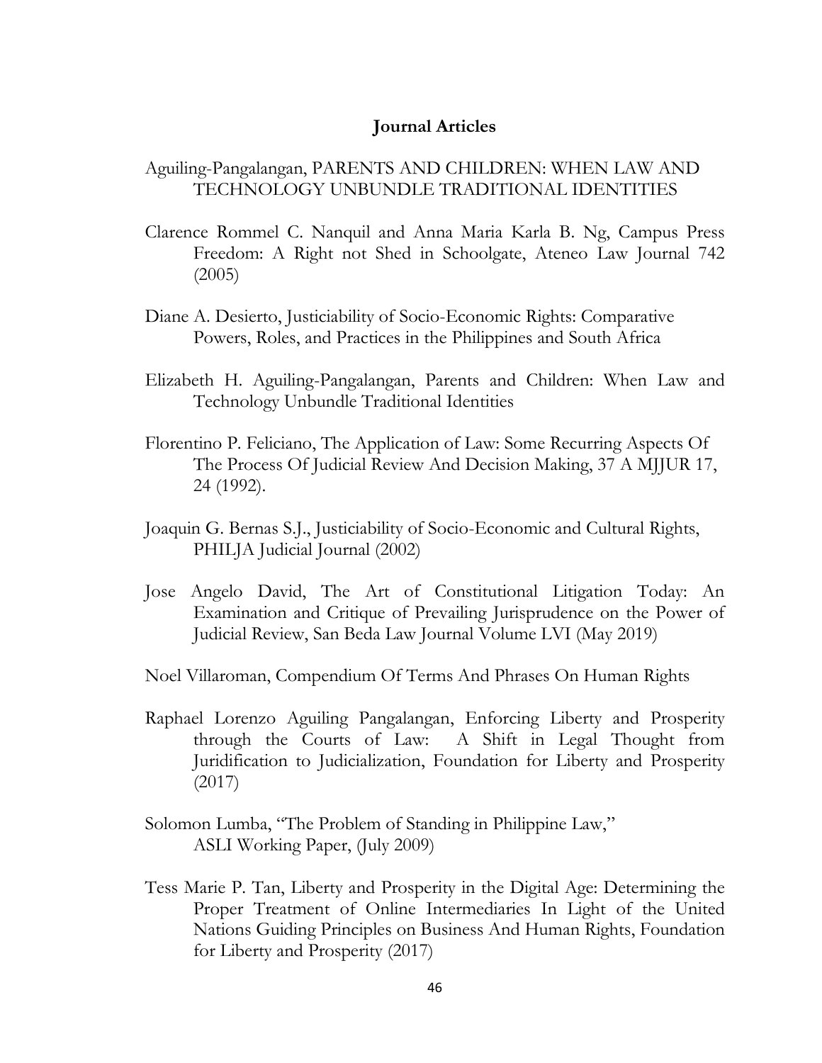## Journal Articles

Aguiling-Pangalangan, PARENTS AND CHILDREN: WHEN LAW AND TECHNOLOGY UNBUNDLE TRADITIONAL IDENTITIES

Clarence Rommel C. Nanquil and Anna Maria Karla B. Ng, Campus Press Freedom: A Right not Shed in Schoolgate, Ateneo Law Journal 742 (2005)

Diane A. Desierto, Justiciability of Socio-Economic Rights: Comparative Powers, Roles, and Practices in the Philippines and South Africa

Elizabeth H. Aguiling-Pangalangan, Parents and Children: When Law and Technology Unbundle Traditional Identities

Florentino P. Feliciano, The Application of Law: Some Recurring Aspects Of The Process Of Judicial Review And Decision Making, 37 A MJJUR 17, 24 (1992).

Joaquin G. Bernas S.J., Justiciability of Socio-Economic and Cultural Rights, PHILJA Judicial Journal (2002)

Jose Angelo David, The Art of Constitutional Litigation Today: An Examination and Critique of Prevailing Jurisprudence on the Power of Judicial Review, San Beda Law Journal Volume LVI (May 2019)

Noel Villaroman, Compendium Of Terms And Phrases On Human Rights

Raphael Lorenzo Aguiling Pangalangan, Enforcing Liberty and Prosperity through the Courts of Law: A Shift in Legal Thought from Juridification to Judicialization, Foundation for Liberty and Prosperity (2017)

Solomon Lumba, "The Problem of Standing in Philippine Law," ASLI Working Paper, (July 2009)

Tess Marie P. Tan, Liberty and Prosperity in the Digital Age: Determining the Proper Treatment of Online Intermediaries In Light of the United Nations Guiding Principles on Business And Human Rights, Foundation for Liberty and Prosperity (2017)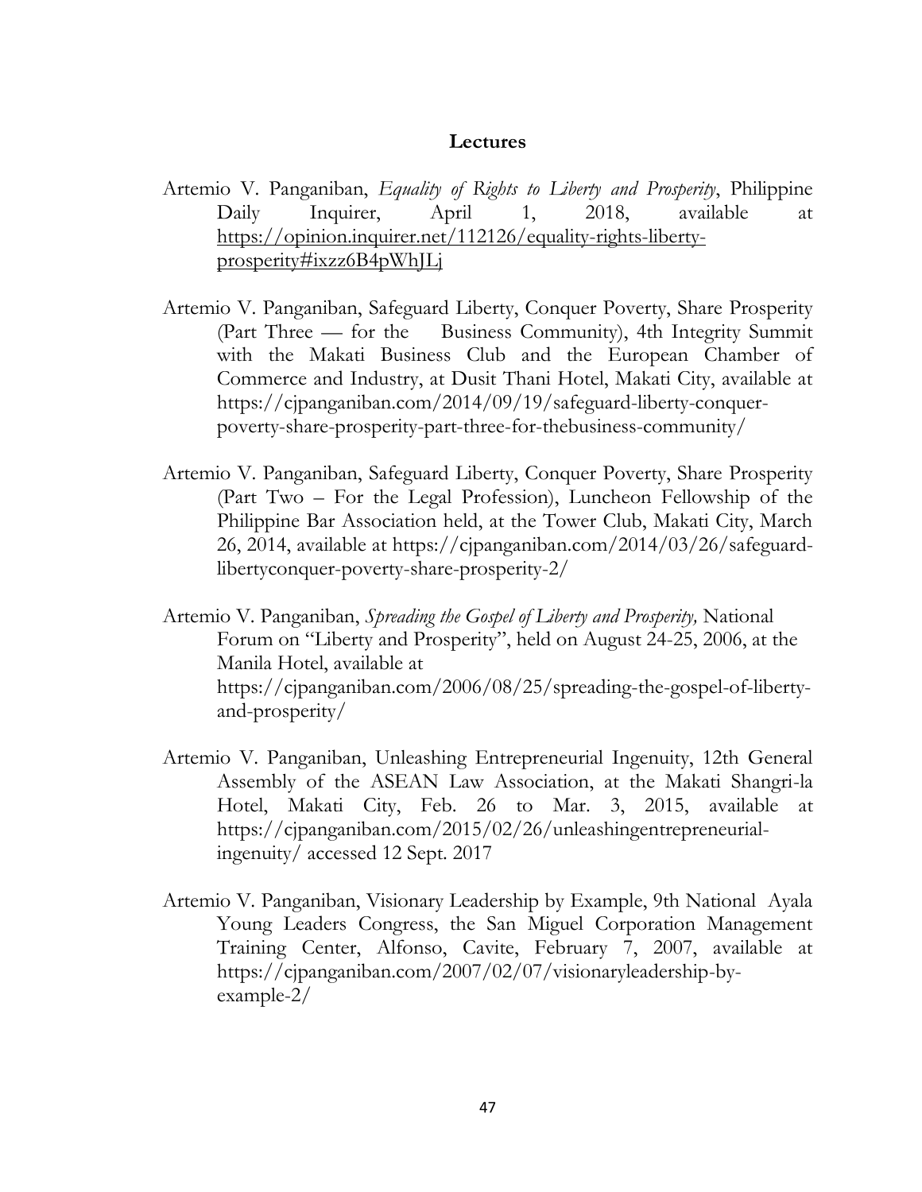## Lectures

Artemio V. Panganiban, *Equality of Rights to Liberty and Prosperity*, Philippine Daily Inquirer, April 1, 2018, available at https://opinion.inquirer.net/112126/equality-rights-liberty-prosperity#ixzz6B4pWhJLj

Artemio V. Panganiban, Safeguard Liberty, Conquer Poverty, Share Prosperity (Part Three — for the Business Community), 4th Integrity Summit with the Makati Business Club and the European Chamber of Commerce and Industry, at Dusit Thani Hotel, Makati City, available at https://cjpanganiban.com/2014/09/19/safeguard-liberty-conquer-poverty-share-prosperity-part-three-for-thebusiness-community/

Artemio V. Panganiban, Safeguard Liberty, Conquer Poverty, Share Prosperity (Part Two – For the Legal Profession), Luncheon Fellowship of the Philippine Bar Association held, at the Tower Club, Makati City, March 26, 2014, available at https://cjpanganiban.com/2014/03/26/safeguard-libertyconquer-poverty-share-prosperity-2/

Artemio V. Panganiban, *Spreading the Gospel of Liberty and Prosperity,* National Forum on "Liberty and Prosperity", held on August 24-25, 2006, at the Manila Hotel, available at https://cjpanganiban.com/2006/08/25/spreading-the-gospel-of-liberty-and-prosperity/

Artemio V. Panganiban, Unleashing Entrepreneurial Ingenuity, 12th General Assembly of the ASEAN Law Association, at the Makati Shangri-la Hotel, Makati City, Feb. 26 to Mar. 3, 2015, available at https://cjpanganiban.com/2015/02/26/unleashingentrepreneurial-ingenuity/ accessed 12 Sept. 2017

Artemio V. Panganiban, Visionary Leadership by Example, 9th National Ayala Young Leaders Congress, the San Miguel Corporation Management Training Center, Alfonso, Cavite, February 7, 2007, available at https://cjpanganiban.com/2007/02/07/visionaryleadership-by-example-2/